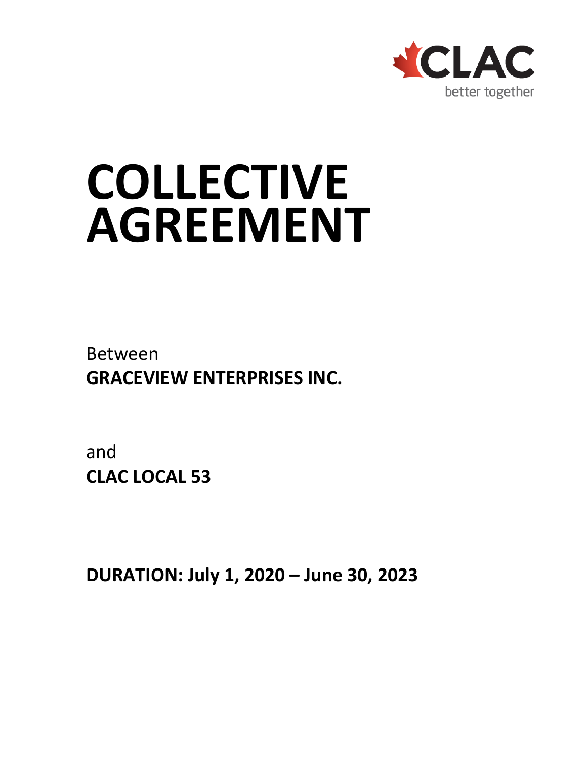CLAC

better together

# COLLECTIVE AGREEMENT

Between

**GRACEVIEW ENTERPRISES INC.**

and

**CLAC LOCAL 53**

**DURATION: July 1, 2020 – June 30, 2023**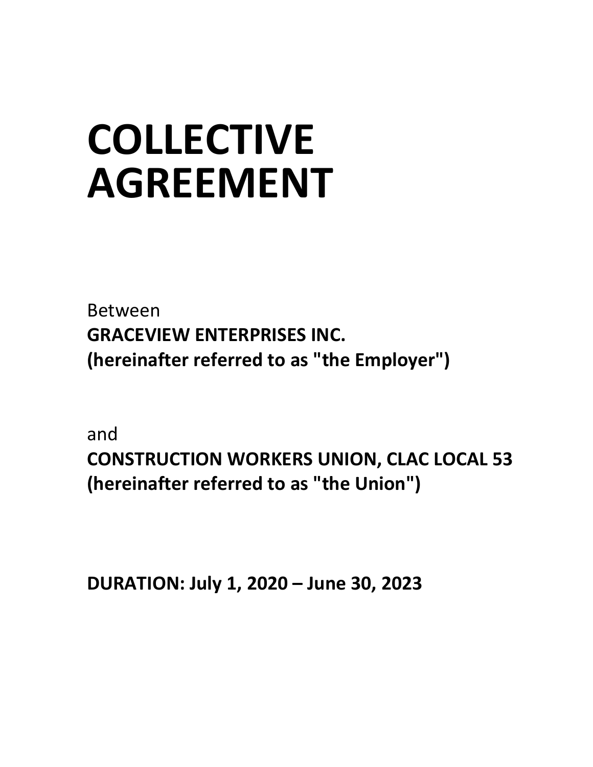# COLLECTIVE AGREEMENT

Between
**GRACEVIEW ENTERPRISES INC.**
**(hereinafter referred to as "the Employer")**

and
**CONSTRUCTION WORKERS UNION, CLAC LOCAL 53**
**(hereinafter referred to as "the Union")**

**DURATION: July 1, 2020 – June 30, 2023**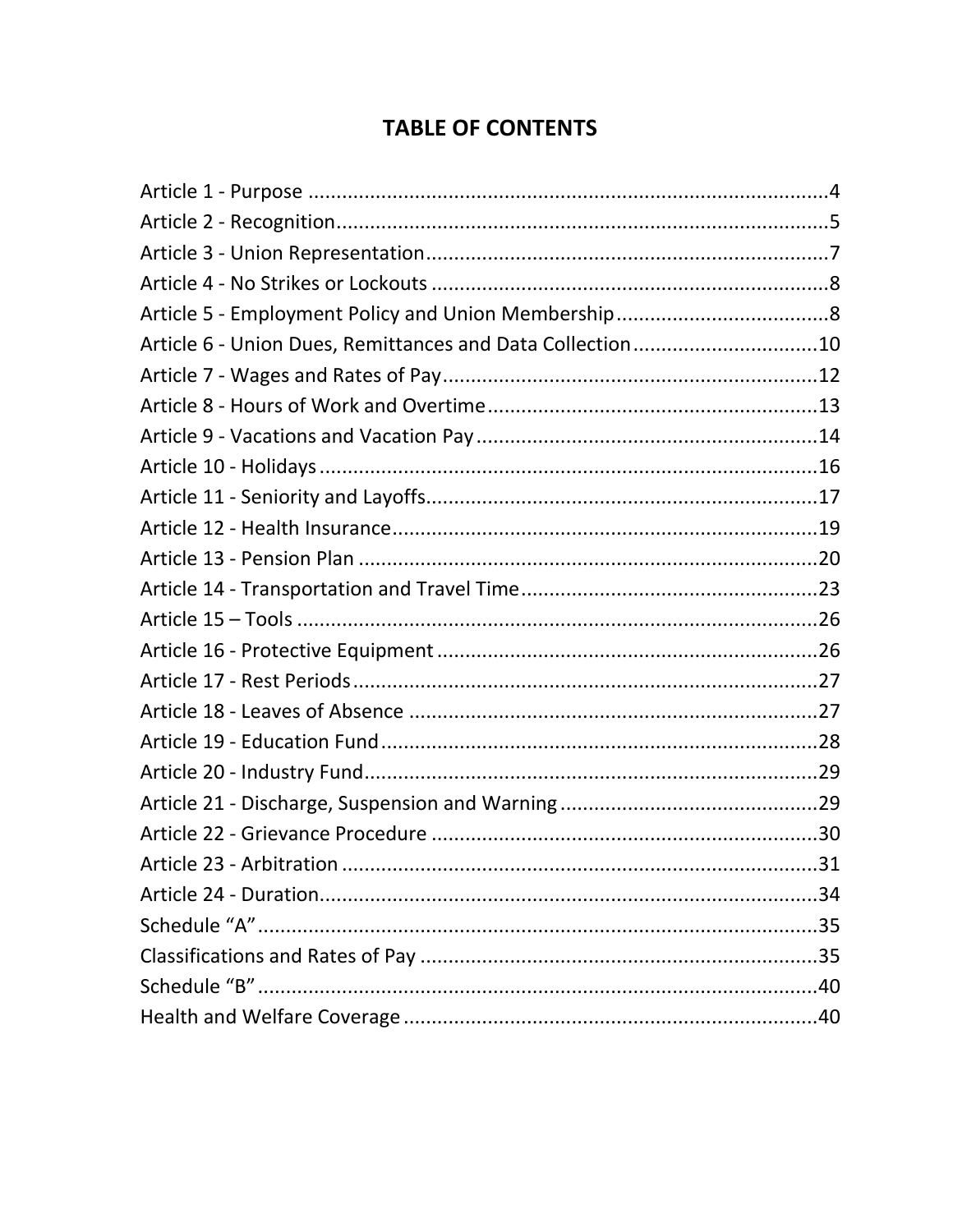# TABLE OF CONTENTS

Article 1 - Purpose ....................................................................................4
Article 2 - Recognition...................................................................................5
Article 3 - Union Representation.......................................................................7
Article 4 - No Strikes or Lockouts ......................................................................8
Article 5 - Employment Policy and Union Membership......................................8
Article 6 - Union Dues, Remittances and Data Collection................................10
Article 7 - Wages and Rates of Pay...................................................................12
Article 8 - Hours of Work and Overtime...........................................................13
Article 9 - Vacations and Vacation Pay.............................................................14
Article 10 - Holidays.........................................................................................16
Article 11 - Seniority and Layoffs.....................................................................17
Article 12 - Health Insurance............................................................................19
Article 13 - Pension Plan ..................................................................................20
Article 14 - Transportation and Travel Time.....................................................23
Article 15 – Tools ............................................................................................26
Article 16 - Protective Equipment ....................................................................26
Article 17 - Rest Periods...................................................................................27
Article 18 - Leaves of Absence .........................................................................27
Article 19 - Education Fund..............................................................................28
Article 20 - Industry Fund.................................................................................29
Article 21 - Discharge, Suspension and Warning..............................................29
Article 22 - Grievance Procedure .....................................................................30
Article 23 - Arbitration ....................................................................................31
Article 24 - Duration.........................................................................................34
Schedule "A"....................................................................................................35
Classifications and Rates of Pay ......................................................................35
Schedule "B"....................................................................................................40
Health and Welfare Coverage ..........................................................................40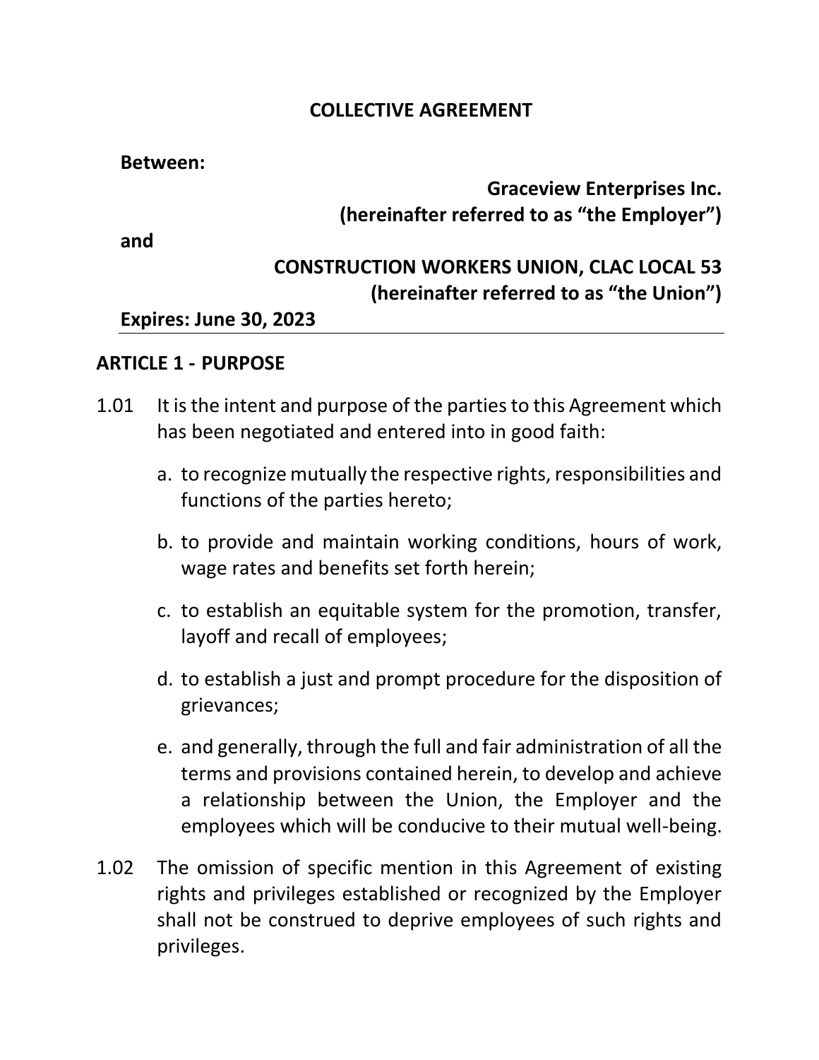# COLLECTIVE AGREEMENT

**Between:**

**Graceview Enterprises Inc.**
**(hereinafter referred to as "the Employer")**

**and**

**CONSTRUCTION WORKERS UNION, CLAC LOCAL 53**
**(hereinafter referred to as "the Union")**

**Expires: June 30, 2023**

---

## ARTICLE 1 - PURPOSE

1.01 It is the intent and purpose of the parties to this Agreement which has been negotiated and entered into in good faith:

a. to recognize mutually the respective rights, responsibilities and functions of the parties hereto;

b. to provide and maintain working conditions, hours of work, wage rates and benefits set forth herein;

c. to establish an equitable system for the promotion, transfer, layoff and recall of employees;

d. to establish a just and prompt procedure for the disposition of grievances;

e. and generally, through the full and fair administration of all the terms and provisions contained herein, to develop and achieve a relationship between the Union, the Employer and the employees which will be conducive to their mutual well-being.

1.02 The omission of specific mention in this Agreement of existing rights and privileges established or recognized by the Employer shall not be construed to deprive employees of such rights and privileges.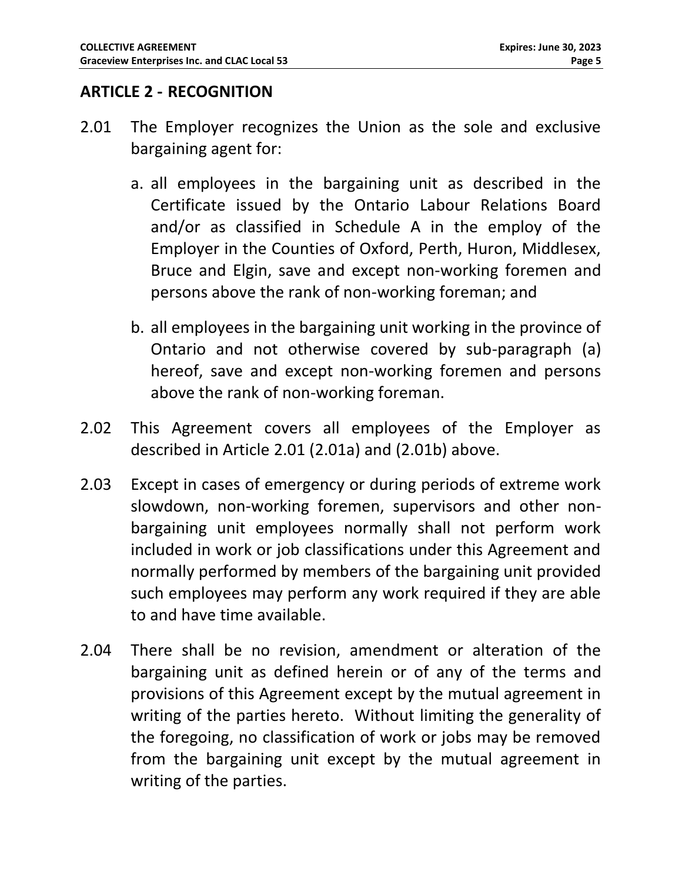## ARTICLE 2 - RECOGNITION

2.01 The Employer recognizes the Union as the sole and exclusive bargaining agent for:

a. all employees in the bargaining unit as described in the Certificate issued by the Ontario Labour Relations Board and/or as classified in Schedule A in the employ of the Employer in the Counties of Oxford, Perth, Huron, Middlesex, Bruce and Elgin, save and except non-working foremen and persons above the rank of non-working foreman; and

b. all employees in the bargaining unit working in the province of Ontario and not otherwise covered by sub-paragraph (a) hereof, save and except non-working foremen and persons above the rank of non-working foreman.

2.02 This Agreement covers all employees of the Employer as described in Article 2.01 (2.01a) and (2.01b) above.

2.03 Except in cases of emergency or during periods of extreme work slowdown, non-working foremen, supervisors and other non-bargaining unit employees normally shall not perform work included in work or job classifications under this Agreement and normally performed by members of the bargaining unit provided such employees may perform any work required if they are able to and have time available.

2.04 There shall be no revision, amendment or alteration of the bargaining unit as defined herein or of any of the terms and provisions of this Agreement except by the mutual agreement in writing of the parties hereto. Without limiting the generality of the foregoing, no classification of work or jobs may be removed from the bargaining unit except by the mutual agreement in writing of the parties.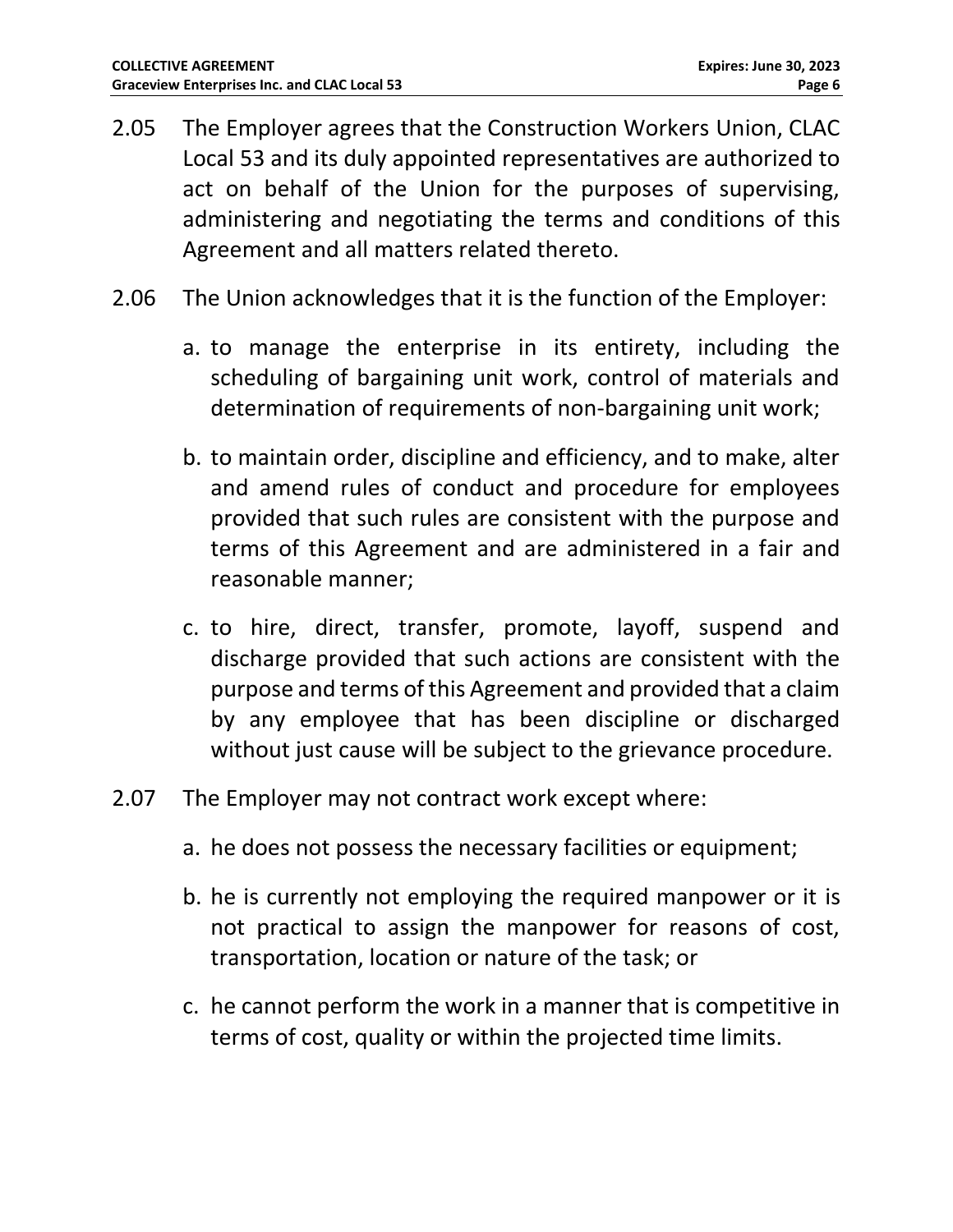2.05 The Employer agrees that the Construction Workers Union, CLAC Local 53 and its duly appointed representatives are authorized to act on behalf of the Union for the purposes of supervising, administering and negotiating the terms and conditions of this Agreement and all matters related thereto.

2.06 The Union acknowledges that it is the function of the Employer:

a. to manage the enterprise in its entirety, including the scheduling of bargaining unit work, control of materials and determination of requirements of non-bargaining unit work;

b. to maintain order, discipline and efficiency, and to make, alter and amend rules of conduct and procedure for employees provided that such rules are consistent with the purpose and terms of this Agreement and are administered in a fair and reasonable manner;

c. to hire, direct, transfer, promote, layoff, suspend and discharge provided that such actions are consistent with the purpose and terms of this Agreement and provided that a claim by any employee that has been discipline or discharged without just cause will be subject to the grievance procedure.

2.07 The Employer may not contract work except where:

a. he does not possess the necessary facilities or equipment;

b. he is currently not employing the required manpower or it is not practical to assign the manpower for reasons of cost, transportation, location or nature of the task; or

c. he cannot perform the work in a manner that is competitive in terms of cost, quality or within the projected time limits.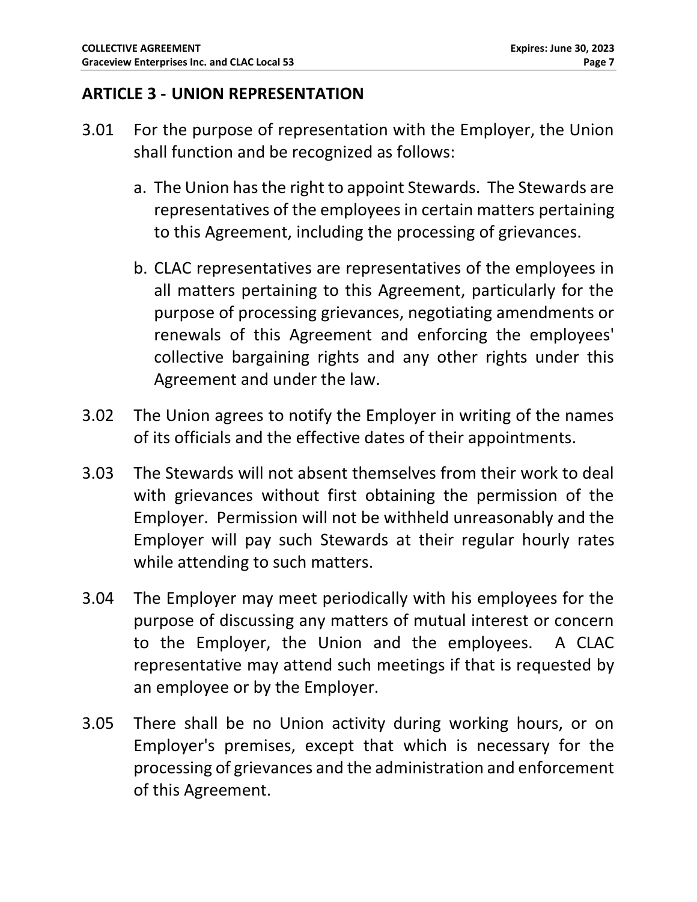## ARTICLE 3 - UNION REPRESENTATION

3.01 For the purpose of representation with the Employer, the Union shall function and be recognized as follows:

a. The Union has the right to appoint Stewards. The Stewards are representatives of the employees in certain matters pertaining to this Agreement, including the processing of grievances.

b. CLAC representatives are representatives of the employees in all matters pertaining to this Agreement, particularly for the purpose of processing grievances, negotiating amendments or renewals of this Agreement and enforcing the employees' collective bargaining rights and any other rights under this Agreement and under the law.

3.02 The Union agrees to notify the Employer in writing of the names of its officials and the effective dates of their appointments.

3.03 The Stewards will not absent themselves from their work to deal with grievances without first obtaining the permission of the Employer. Permission will not be withheld unreasonably and the Employer will pay such Stewards at their regular hourly rates while attending to such matters.

3.04 The Employer may meet periodically with his employees for the purpose of discussing any matters of mutual interest or concern to the Employer, the Union and the employees. A CLAC representative may attend such meetings if that is requested by an employee or by the Employer.

3.05 There shall be no Union activity during working hours, or on Employer's premises, except that which is necessary for the processing of grievances and the administration and enforcement of this Agreement.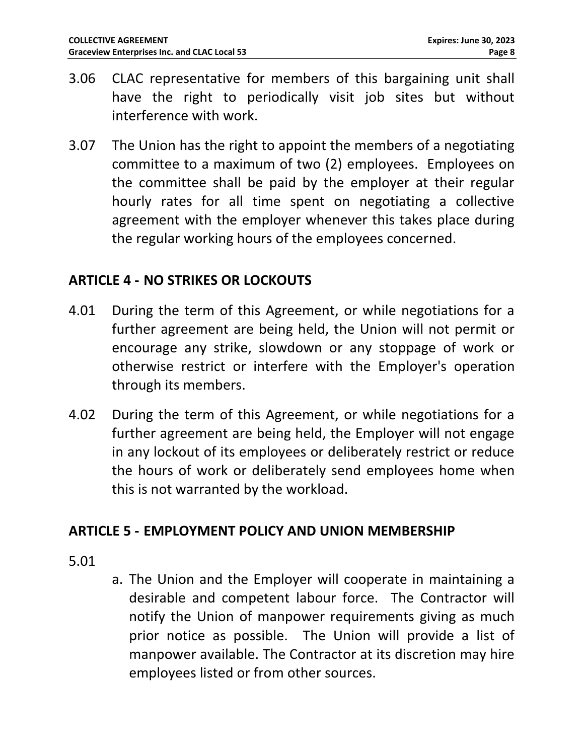3.06 CLAC representative for members of this bargaining unit shall have the right to periodically visit job sites but without interference with work.

3.07 The Union has the right to appoint the members of a negotiating committee to a maximum of two (2) employees. Employees on the committee shall be paid by the employer at their regular hourly rates for all time spent on negotiating a collective agreement with the employer whenever this takes place during the regular working hours of the employees concerned.

## ARTICLE 4 - NO STRIKES OR LOCKOUTS

4.01 During the term of this Agreement, or while negotiations for a further agreement are being held, the Union will not permit or encourage any strike, slowdown or any stoppage of work or otherwise restrict or interfere with the Employer's operation through its members.

4.02 During the term of this Agreement, or while negotiations for a further agreement are being held, the Employer will not engage in any lockout of its employees or deliberately restrict or reduce the hours of work or deliberately send employees home when this is not warranted by the workload.

## ARTICLE 5 - EMPLOYMENT POLICY AND UNION MEMBERSHIP

5.01

a. The Union and the Employer will cooperate in maintaining a desirable and competent labour force. The Contractor will notify the Union of manpower requirements giving as much prior notice as possible. The Union will provide a list of manpower available. The Contractor at its discretion may hire employees listed or from other sources.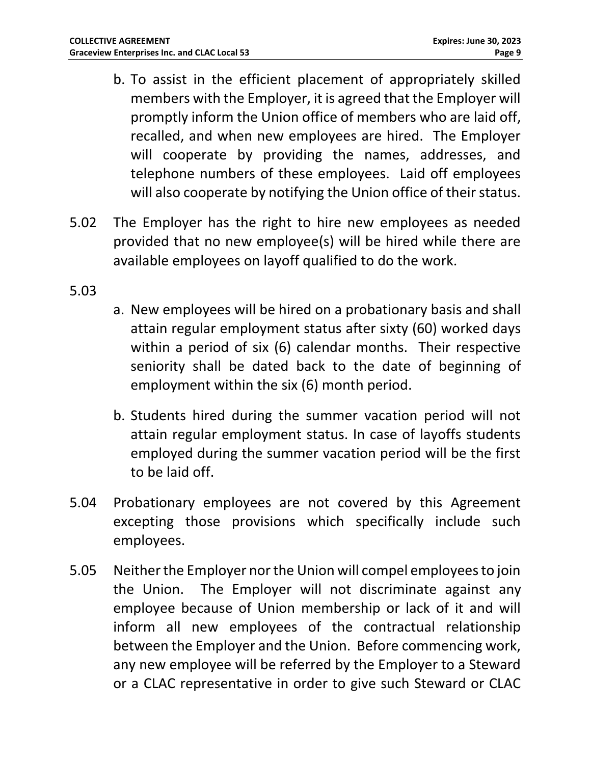b. To assist in the efficient placement of appropriately skilled members with the Employer, it is agreed that the Employer will promptly inform the Union office of members who are laid off, recalled, and when new employees are hired. The Employer will cooperate by providing the names, addresses, and telephone numbers of these employees. Laid off employees will also cooperate by notifying the Union office of their status.

5.02 The Employer has the right to hire new employees as needed provided that no new employee(s) will be hired while there are available employees on layoff qualified to do the work.

5.03

a. New employees will be hired on a probationary basis and shall attain regular employment status after sixty (60) worked days within a period of six (6) calendar months. Their respective seniority shall be dated back to the date of beginning of employment within the six (6) month period.

b. Students hired during the summer vacation period will not attain regular employment status. In case of layoffs students employed during the summer vacation period will be the first to be laid off.

5.04 Probationary employees are not covered by this Agreement excepting those provisions which specifically include such employees.

5.05 Neither the Employer nor the Union will compel employees to join the Union. The Employer will not discriminate against any employee because of Union membership or lack of it and will inform all new employees of the contractual relationship between the Employer and the Union. Before commencing work, any new employee will be referred by the Employer to a Steward or a CLAC representative in order to give such Steward or CLAC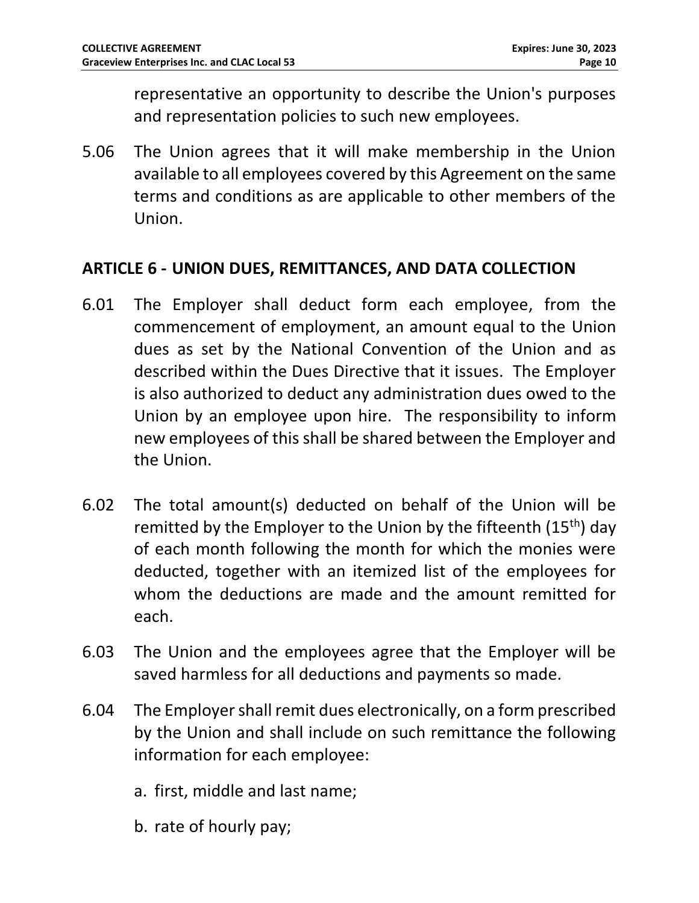representative an opportunity to describe the Union's purposes and representation policies to such new employees.

5.06 The Union agrees that it will make membership in the Union available to all employees covered by this Agreement on the same terms and conditions as are applicable to other members of the Union.

## ARTICLE 6 - UNION DUES, REMITTANCES, AND DATA COLLECTION

6.01 The Employer shall deduct form each employee, from the commencement of employment, an amount equal to the Union dues as set by the National Convention of the Union and as described within the Dues Directive that it issues. The Employer is also authorized to deduct any administration dues owed to the Union by an employee upon hire. The responsibility to inform new employees of this shall be shared between the Employer and the Union.

6.02 The total amount(s) deducted on behalf of the Union will be remitted by the Employer to the Union by the fifteenth (15th) day of each month following the month for which the monies were deducted, together with an itemized list of the employees for whom the deductions are made and the amount remitted for each.

6.03 The Union and the employees agree that the Employer will be saved harmless for all deductions and payments so made.

6.04 The Employer shall remit dues electronically, on a form prescribed by the Union and shall include on such remittance the following information for each employee:

a. first, middle and last name;

b. rate of hourly pay;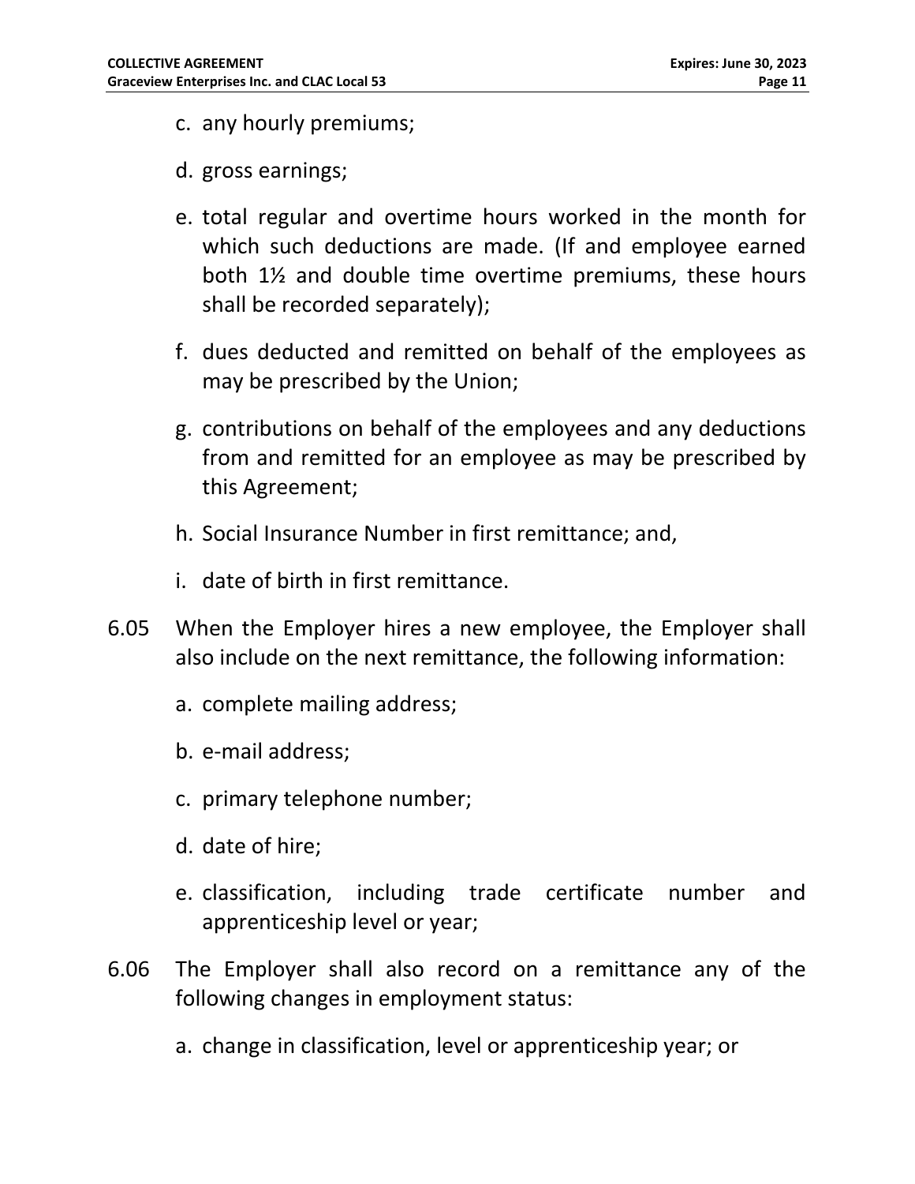c. any hourly premiums;

d. gross earnings;

e. total regular and overtime hours worked in the month for which such deductions are made. (If and employee earned both 1½ and double time overtime premiums, these hours shall be recorded separately);

f. dues deducted and remitted on behalf of the employees as may be prescribed by the Union;

g. contributions on behalf of the employees and any deductions from and remitted for an employee as may be prescribed by this Agreement;

h. Social Insurance Number in first remittance; and,

i. date of birth in first remittance.

6.05 When the Employer hires a new employee, the Employer shall also include on the next remittance, the following information:

a. complete mailing address;

b. e-mail address;

c. primary telephone number;

d. date of hire;

e. classification, including trade certificate number and apprenticeship level or year;

6.06 The Employer shall also record on a remittance any of the following changes in employment status:

a. change in classification, level or apprenticeship year; or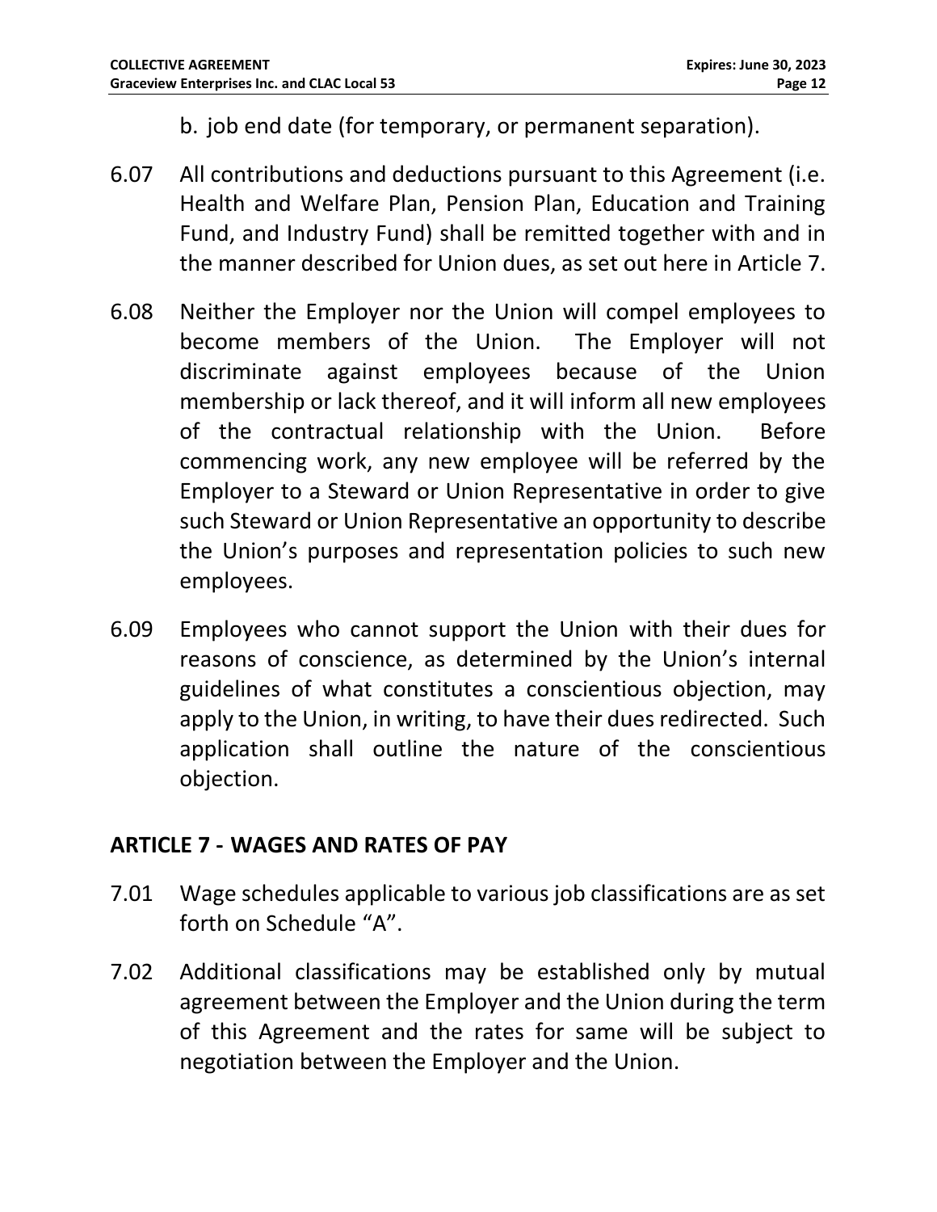b. job end date (for temporary, or permanent separation).

6.07 All contributions and deductions pursuant to this Agreement (i.e. Health and Welfare Plan, Pension Plan, Education and Training Fund, and Industry Fund) shall be remitted together with and in the manner described for Union dues, as set out here in Article 7.

6.08 Neither the Employer nor the Union will compel employees to become members of the Union. The Employer will not discriminate against employees because of the Union membership or lack thereof, and it will inform all new employees of the contractual relationship with the Union. Before commencing work, any new employee will be referred by the Employer to a Steward or Union Representative in order to give such Steward or Union Representative an opportunity to describe the Union's purposes and representation policies to such new employees.

6.09 Employees who cannot support the Union with their dues for reasons of conscience, as determined by the Union's internal guidelines of what constitutes a conscientious objection, may apply to the Union, in writing, to have their dues redirected. Such application shall outline the nature of the conscientious objection.

## ARTICLE 7 - WAGES AND RATES OF PAY

7.01 Wage schedules applicable to various job classifications are as set forth on Schedule "A".

7.02 Additional classifications may be established only by mutual agreement between the Employer and the Union during the term of this Agreement and the rates for same will be subject to negotiation between the Employer and the Union.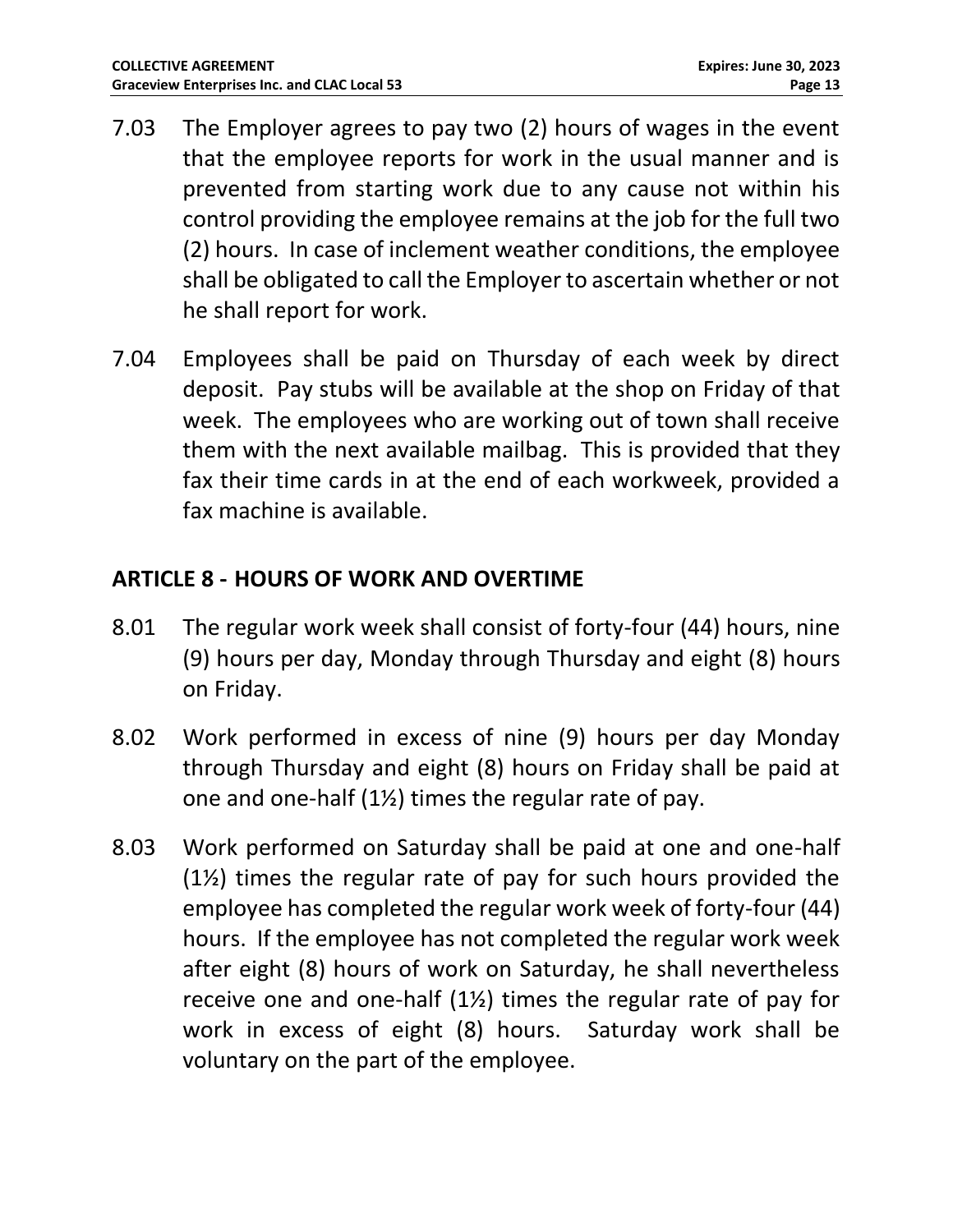7.03 The Employer agrees to pay two (2) hours of wages in the event that the employee reports for work in the usual manner and is prevented from starting work due to any cause not within his control providing the employee remains at the job for the full two (2) hours. In case of inclement weather conditions, the employee shall be obligated to call the Employer to ascertain whether or not he shall report for work.

7.04 Employees shall be paid on Thursday of each week by direct deposit. Pay stubs will be available at the shop on Friday of that week. The employees who are working out of town shall receive them with the next available mailbag. This is provided that they fax their time cards in at the end of each workweek, provided a fax machine is available.

## ARTICLE 8 - HOURS OF WORK AND OVERTIME

8.01 The regular work week shall consist of forty-four (44) hours, nine (9) hours per day, Monday through Thursday and eight (8) hours on Friday.

8.02 Work performed in excess of nine (9) hours per day Monday through Thursday and eight (8) hours on Friday shall be paid at one and one-half (1½) times the regular rate of pay.

8.03 Work performed on Saturday shall be paid at one and one-half (1½) times the regular rate of pay for such hours provided the employee has completed the regular work week of forty-four (44) hours. If the employee has not completed the regular work week after eight (8) hours of work on Saturday, he shall nevertheless receive one and one-half (1½) times the regular rate of pay for work in excess of eight (8) hours. Saturday work shall be voluntary on the part of the employee.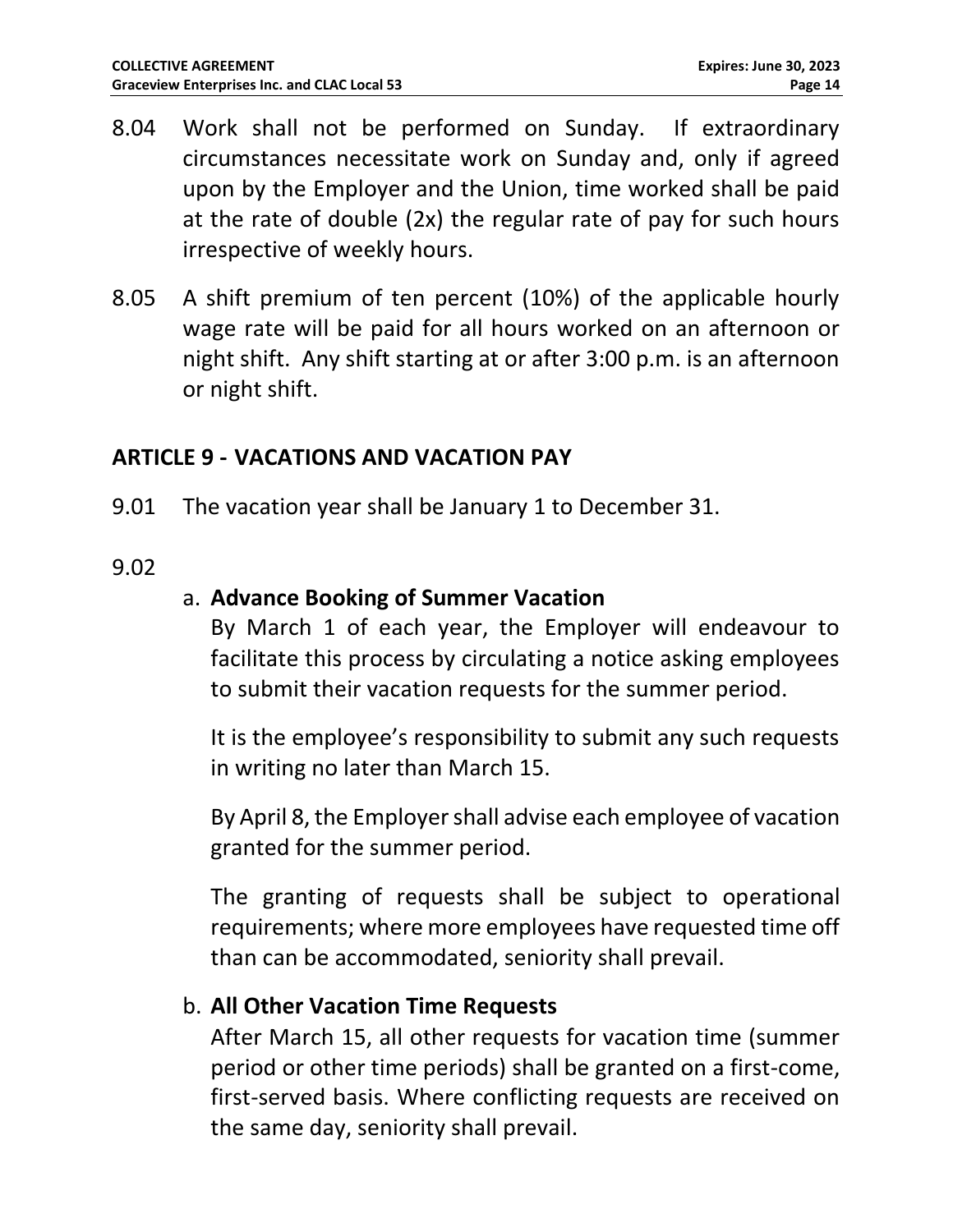8.04 Work shall not be performed on Sunday. If extraordinary circumstances necessitate work on Sunday and, only if agreed upon by the Employer and the Union, time worked shall be paid at the rate of double (2x) the regular rate of pay for such hours irrespective of weekly hours.

8.05 A shift premium of ten percent (10%) of the applicable hourly wage rate will be paid for all hours worked on an afternoon or night shift. Any shift starting at or after 3:00 p.m. is an afternoon or night shift.

## ARTICLE 9 - VACATIONS AND VACATION PAY

9.01 The vacation year shall be January 1 to December 31.

9.02

a. **Advance Booking of Summer Vacation**

By March 1 of each year, the Employer will endeavour to facilitate this process by circulating a notice asking employees to submit their vacation requests for the summer period.

It is the employee's responsibility to submit any such requests in writing no later than March 15.

By April 8, the Employer shall advise each employee of vacation granted for the summer period.

The granting of requests shall be subject to operational requirements; where more employees have requested time off than can be accommodated, seniority shall prevail.

b. **All Other Vacation Time Requests**

After March 15, all other requests for vacation time (summer period or other time periods) shall be granted on a first-come, first-served basis. Where conflicting requests are received on the same day, seniority shall prevail.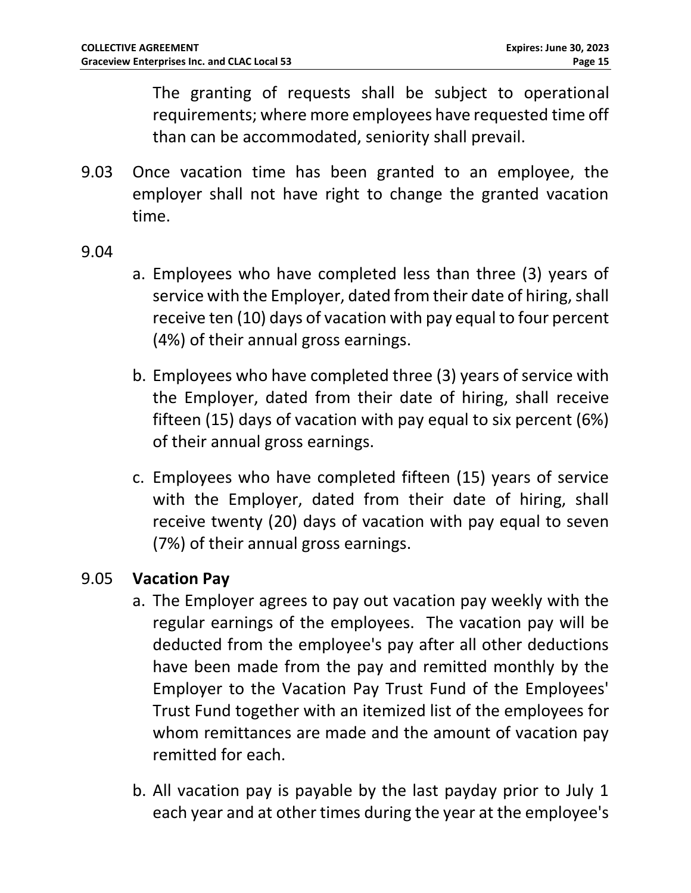The granting of requests shall be subject to operational requirements; where more employees have requested time off than can be accommodated, seniority shall prevail.

9.03 Once vacation time has been granted to an employee, the employer shall not have right to change the granted vacation time.

9.04

a. Employees who have completed less than three (3) years of service with the Employer, dated from their date of hiring, shall receive ten (10) days of vacation with pay equal to four percent (4%) of their annual gross earnings.

b. Employees who have completed three (3) years of service with the Employer, dated from their date of hiring, shall receive fifteen (15) days of vacation with pay equal to six percent (6%) of their annual gross earnings.

c. Employees who have completed fifteen (15) years of service with the Employer, dated from their date of hiring, shall receive twenty (20) days of vacation with pay equal to seven (7%) of their annual gross earnings.

9.05 **Vacation Pay**

a. The Employer agrees to pay out vacation pay weekly with the regular earnings of the employees. The vacation pay will be deducted from the employee's pay after all other deductions have been made from the pay and remitted monthly by the Employer to the Vacation Pay Trust Fund of the Employees' Trust Fund together with an itemized list of the employees for whom remittances are made and the amount of vacation pay remitted for each.

b. All vacation pay is payable by the last payday prior to July 1 each year and at other times during the year at the employee's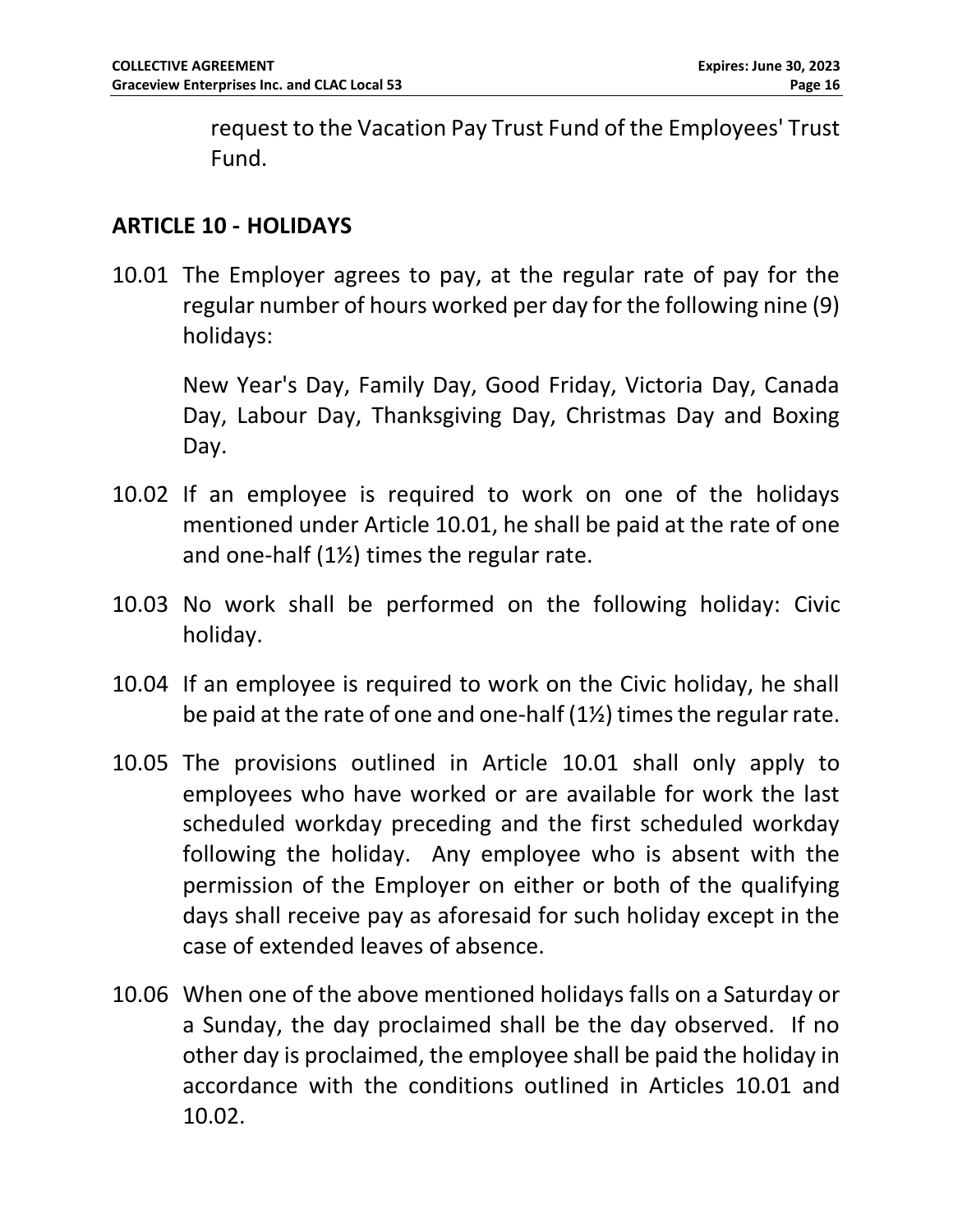request to the Vacation Pay Trust Fund of the Employees' Trust Fund.

## ARTICLE 10 - HOLIDAYS

10.01 The Employer agrees to pay, at the regular rate of pay for the regular number of hours worked per day for the following nine (9) holidays:

New Year's Day, Family Day, Good Friday, Victoria Day, Canada Day, Labour Day, Thanksgiving Day, Christmas Day and Boxing Day.

10.02 If an employee is required to work on one of the holidays mentioned under Article 10.01, he shall be paid at the rate of one and one-half (1½) times the regular rate.

10.03 No work shall be performed on the following holiday: Civic holiday.

10.04 If an employee is required to work on the Civic holiday, he shall be paid at the rate of one and one-half (1½) times the regular rate.

10.05 The provisions outlined in Article 10.01 shall only apply to employees who have worked or are available for work the last scheduled workday preceding and the first scheduled workday following the holiday. Any employee who is absent with the permission of the Employer on either or both of the qualifying days shall receive pay as aforesaid for such holiday except in the case of extended leaves of absence.

10.06 When one of the above mentioned holidays falls on a Saturday or a Sunday, the day proclaimed shall be the day observed. If no other day is proclaimed, the employee shall be paid the holiday in accordance with the conditions outlined in Articles 10.01 and 10.02.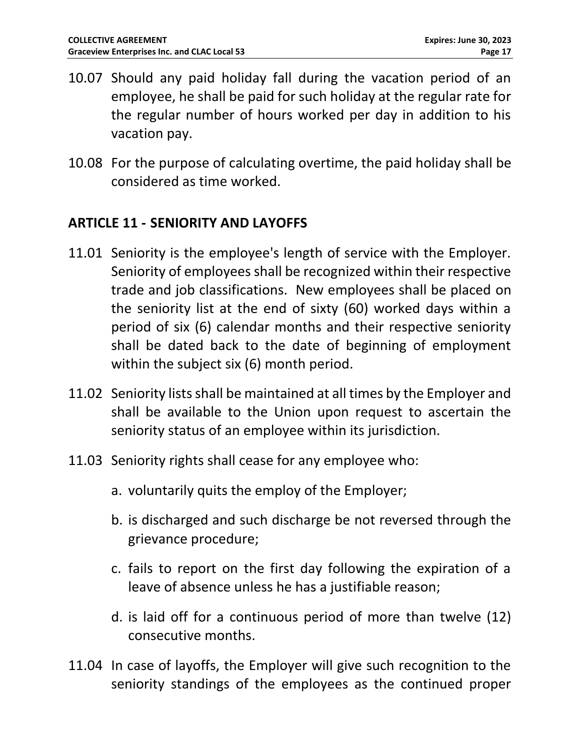10.07 Should any paid holiday fall during the vacation period of an employee, he shall be paid for such holiday at the regular rate for the regular number of hours worked per day in addition to his vacation pay.

10.08 For the purpose of calculating overtime, the paid holiday shall be considered as time worked.

## ARTICLE 11 - SENIORITY AND LAYOFFS

11.01 Seniority is the employee's length of service with the Employer. Seniority of employees shall be recognized within their respective trade and job classifications. New employees shall be placed on the seniority list at the end of sixty (60) worked days within a period of six (6) calendar months and their respective seniority shall be dated back to the date of beginning of employment within the subject six (6) month period.

11.02 Seniority lists shall be maintained at all times by the Employer and shall be available to the Union upon request to ascertain the seniority status of an employee within its jurisdiction.

11.03 Seniority rights shall cease for any employee who:

a. voluntarily quits the employ of the Employer;

b. is discharged and such discharge be not reversed through the grievance procedure;

c. fails to report on the first day following the expiration of a leave of absence unless he has a justifiable reason;

d. is laid off for a continuous period of more than twelve (12) consecutive months.

11.04 In case of layoffs, the Employer will give such recognition to the seniority standings of the employees as the continued proper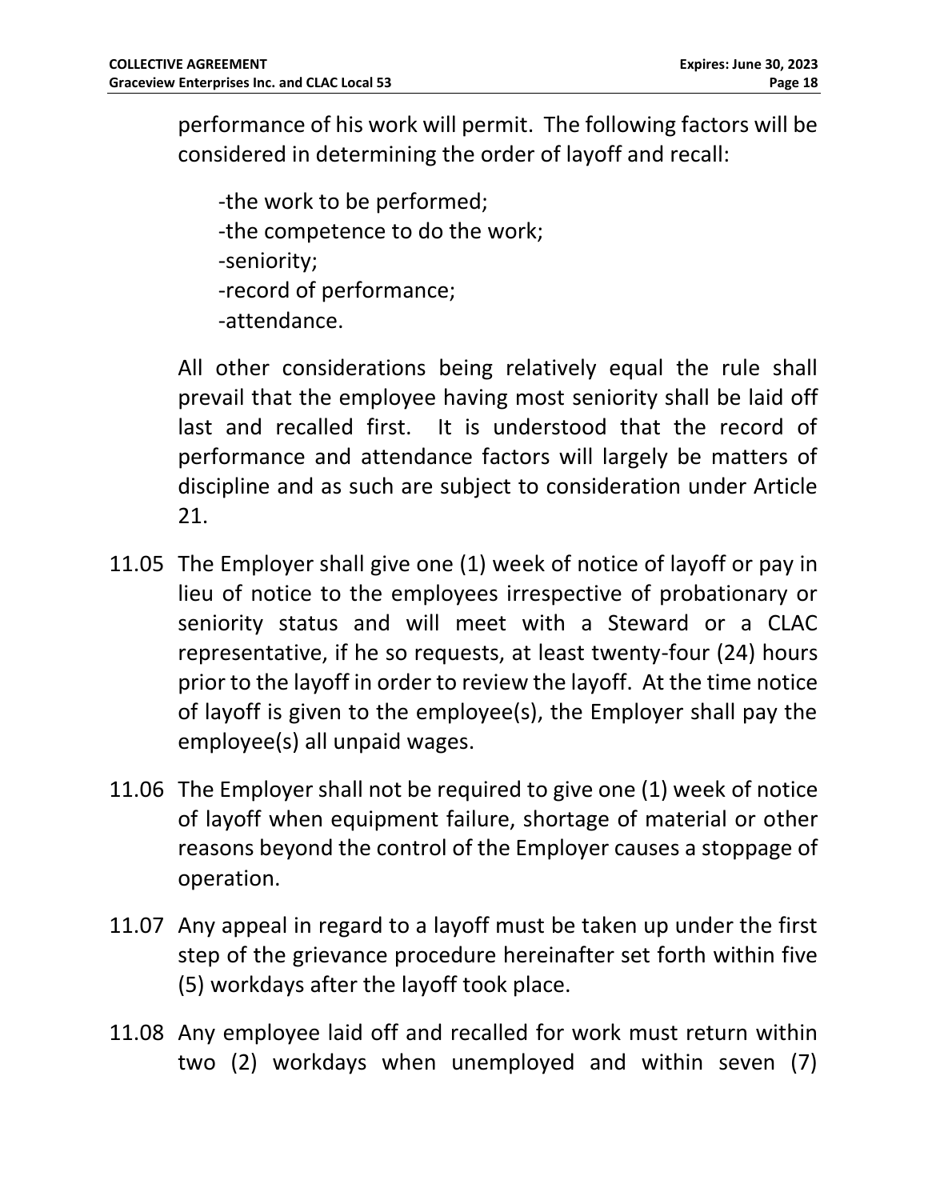performance of his work will permit. The following factors will be considered in determining the order of layoff and recall:

-the work to be performed;
-the competence to do the work;
-seniority;
-record of performance;
-attendance.

All other considerations being relatively equal the rule shall prevail that the employee having most seniority shall be laid off last and recalled first. It is understood that the record of performance and attendance factors will largely be matters of discipline and as such are subject to consideration under Article 21.

11.05 The Employer shall give one (1) week of notice of layoff or pay in lieu of notice to the employees irrespective of probationary or seniority status and will meet with a Steward or a CLAC representative, if he so requests, at least twenty-four (24) hours prior to the layoff in order to review the layoff. At the time notice of layoff is given to the employee(s), the Employer shall pay the employee(s) all unpaid wages.

11.06 The Employer shall not be required to give one (1) week of notice of layoff when equipment failure, shortage of material or other reasons beyond the control of the Employer causes a stoppage of operation.

11.07 Any appeal in regard to a layoff must be taken up under the first step of the grievance procedure hereinafter set forth within five (5) workdays after the layoff took place.

11.08 Any employee laid off and recalled for work must return within two (2) workdays when unemployed and within seven (7)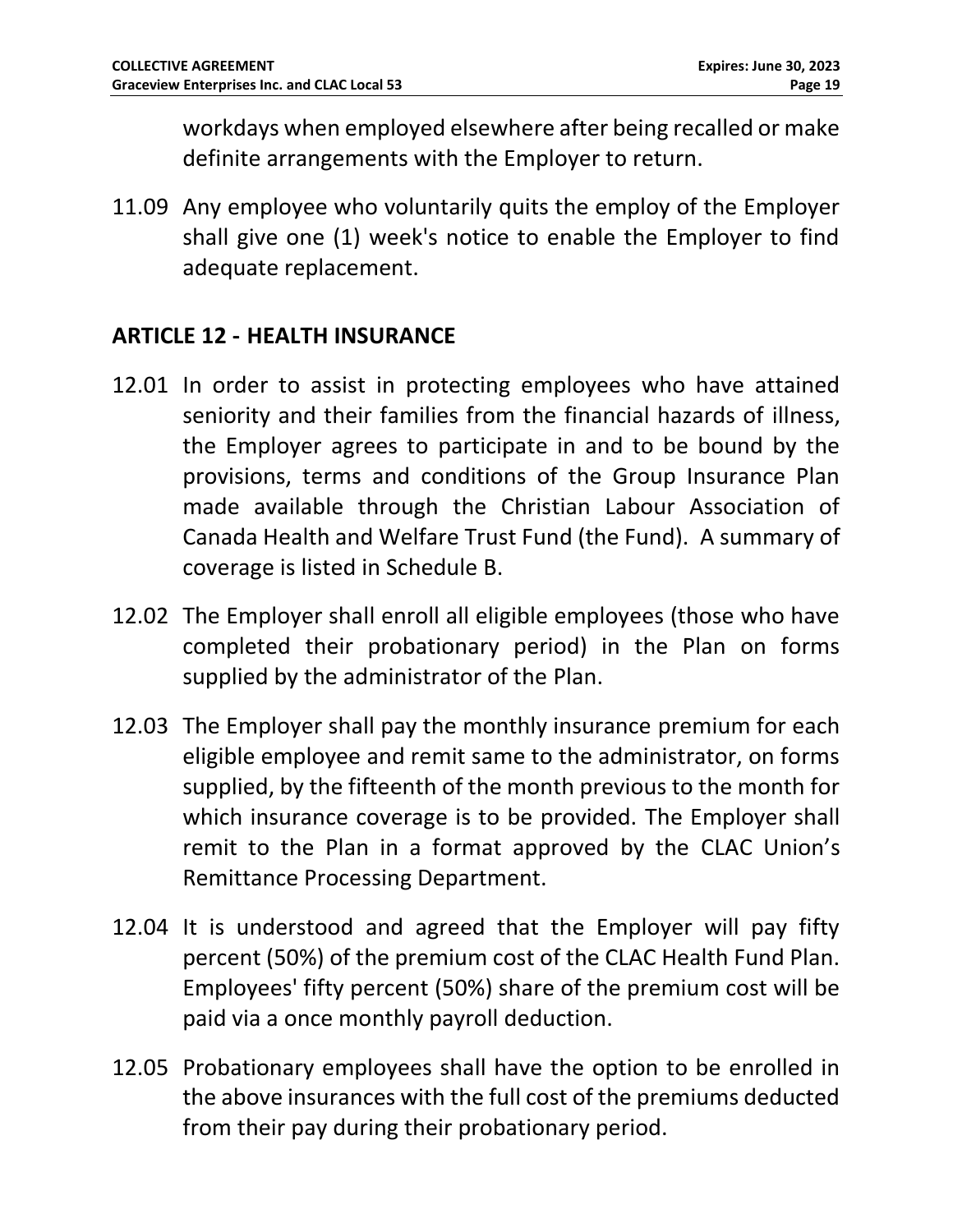workdays when employed elsewhere after being recalled or make definite arrangements with the Employer to return.

11.09 Any employee who voluntarily quits the employ of the Employer shall give one (1) week's notice to enable the Employer to find adequate replacement.

## ARTICLE 12 - HEALTH INSURANCE

12.01 In order to assist in protecting employees who have attained seniority and their families from the financial hazards of illness, the Employer agrees to participate in and to be bound by the provisions, terms and conditions of the Group Insurance Plan made available through the Christian Labour Association of Canada Health and Welfare Trust Fund (the Fund). A summary of coverage is listed in Schedule B.

12.02 The Employer shall enroll all eligible employees (those who have completed their probationary period) in the Plan on forms supplied by the administrator of the Plan.

12.03 The Employer shall pay the monthly insurance premium for each eligible employee and remit same to the administrator, on forms supplied, by the fifteenth of the month previous to the month for which insurance coverage is to be provided. The Employer shall remit to the Plan in a format approved by the CLAC Union's Remittance Processing Department.

12.04 It is understood and agreed that the Employer will pay fifty percent (50%) of the premium cost of the CLAC Health Fund Plan. Employees' fifty percent (50%) share of the premium cost will be paid via a once monthly payroll deduction.

12.05 Probationary employees shall have the option to be enrolled in the above insurances with the full cost of the premiums deducted from their pay during their probationary period.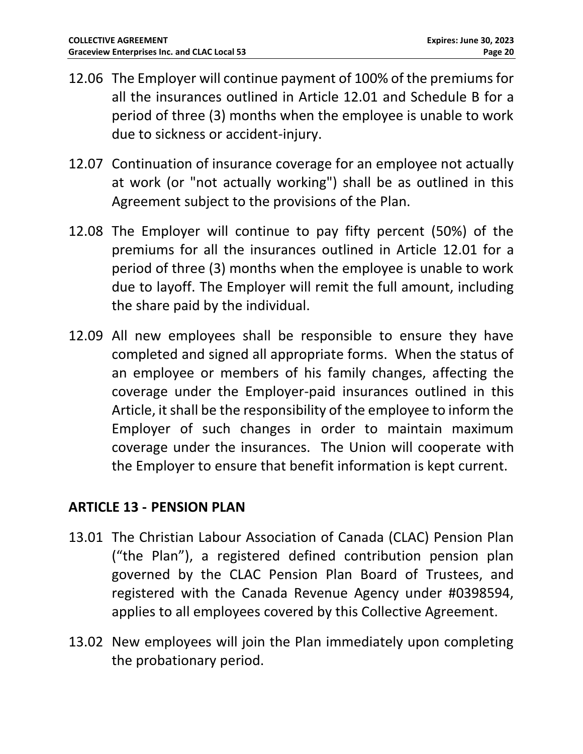12.06 The Employer will continue payment of 100% of the premiums for all the insurances outlined in Article 12.01 and Schedule B for a period of three (3) months when the employee is unable to work due to sickness or accident-injury.

12.07 Continuation of insurance coverage for an employee not actually at work (or "not actually working") shall be as outlined in this Agreement subject to the provisions of the Plan.

12.08 The Employer will continue to pay fifty percent (50%) of the premiums for all the insurances outlined in Article 12.01 for a period of three (3) months when the employee is unable to work due to layoff. The Employer will remit the full amount, including the share paid by the individual.

12.09 All new employees shall be responsible to ensure they have completed and signed all appropriate forms. When the status of an employee or members of his family changes, affecting the coverage under the Employer-paid insurances outlined in this Article, it shall be the responsibility of the employee to inform the Employer of such changes in order to maintain maximum coverage under the insurances. The Union will cooperate with the Employer to ensure that benefit information is kept current.

## ARTICLE 13 - PENSION PLAN

13.01 The Christian Labour Association of Canada (CLAC) Pension Plan ("the Plan"), a registered defined contribution pension plan governed by the CLAC Pension Plan Board of Trustees, and registered with the Canada Revenue Agency under #0398594, applies to all employees covered by this Collective Agreement.

13.02 New employees will join the Plan immediately upon completing the probationary period.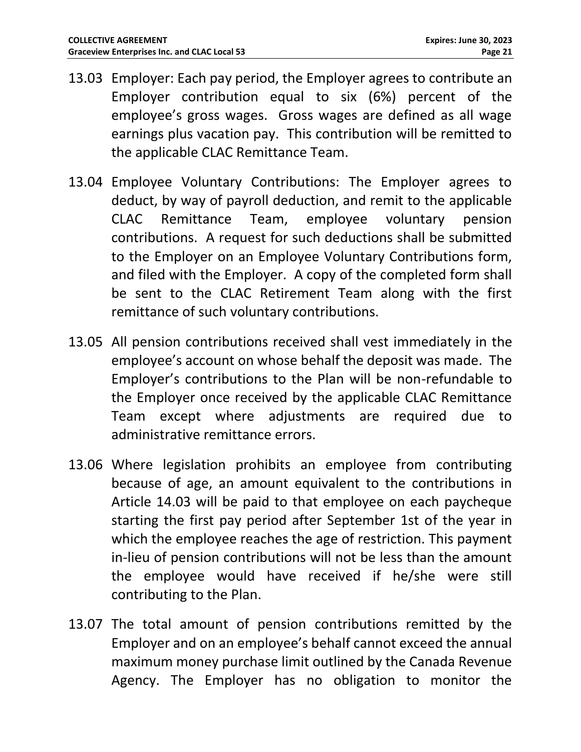13.03 Employer: Each pay period, the Employer agrees to contribute an Employer contribution equal to six (6%) percent of the employee's gross wages. Gross wages are defined as all wage earnings plus vacation pay. This contribution will be remitted to the applicable CLAC Remittance Team.

13.04 Employee Voluntary Contributions: The Employer agrees to deduct, by way of payroll deduction, and remit to the applicable CLAC Remittance Team, employee voluntary pension contributions. A request for such deductions shall be submitted to the Employer on an Employee Voluntary Contributions form, and filed with the Employer. A copy of the completed form shall be sent to the CLAC Retirement Team along with the first remittance of such voluntary contributions.

13.05 All pension contributions received shall vest immediately in the employee's account on whose behalf the deposit was made. The Employer's contributions to the Plan will be non-refundable to the Employer once received by the applicable CLAC Remittance Team except where adjustments are required due to administrative remittance errors.

13.06 Where legislation prohibits an employee from contributing because of age, an amount equivalent to the contributions in Article 14.03 will be paid to that employee on each paycheque starting the first pay period after September 1st of the year in which the employee reaches the age of restriction. This payment in-lieu of pension contributions will not be less than the amount the employee would have received if he/she were still contributing to the Plan.

13.07 The total amount of pension contributions remitted by the Employer and on an employee's behalf cannot exceed the annual maximum money purchase limit outlined by the Canada Revenue Agency. The Employer has no obligation to monitor the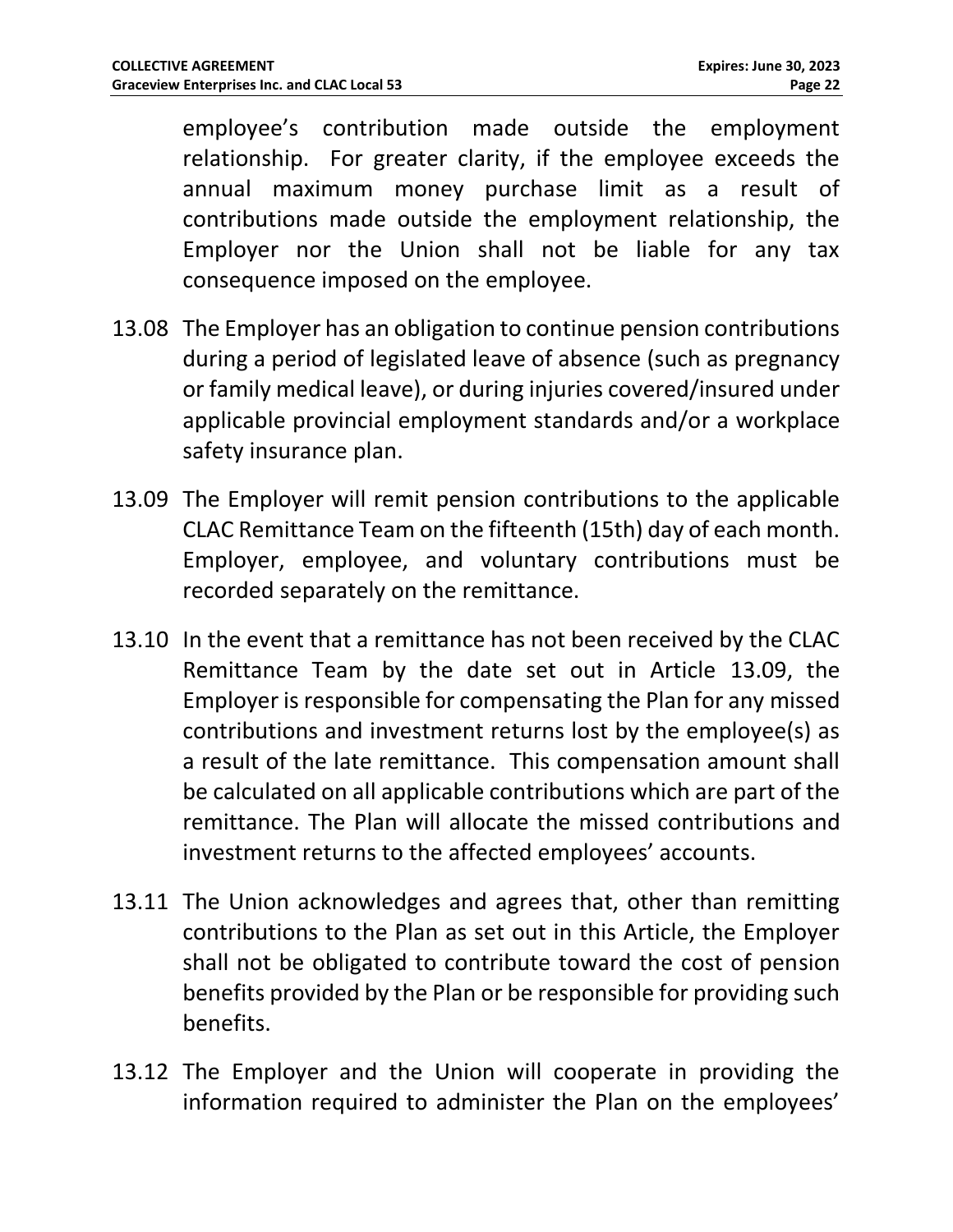employee's contribution made outside the employment relationship. For greater clarity, if the employee exceeds the annual maximum money purchase limit as a result of contributions made outside the employment relationship, the Employer nor the Union shall not be liable for any tax consequence imposed on the employee.

13.08 The Employer has an obligation to continue pension contributions during a period of legislated leave of absence (such as pregnancy or family medical leave), or during injuries covered/insured under applicable provincial employment standards and/or a workplace safety insurance plan.

13.09 The Employer will remit pension contributions to the applicable CLAC Remittance Team on the fifteenth (15th) day of each month. Employer, employee, and voluntary contributions must be recorded separately on the remittance.

13.10 In the event that a remittance has not been received by the CLAC Remittance Team by the date set out in Article 13.09, the Employer is responsible for compensating the Plan for any missed contributions and investment returns lost by the employee(s) as a result of the late remittance. This compensation amount shall be calculated on all applicable contributions which are part of the remittance. The Plan will allocate the missed contributions and investment returns to the affected employees' accounts.

13.11 The Union acknowledges and agrees that, other than remitting contributions to the Plan as set out in this Article, the Employer shall not be obligated to contribute toward the cost of pension benefits provided by the Plan or be responsible for providing such benefits.

13.12 The Employer and the Union will cooperate in providing the information required to administer the Plan on the employees'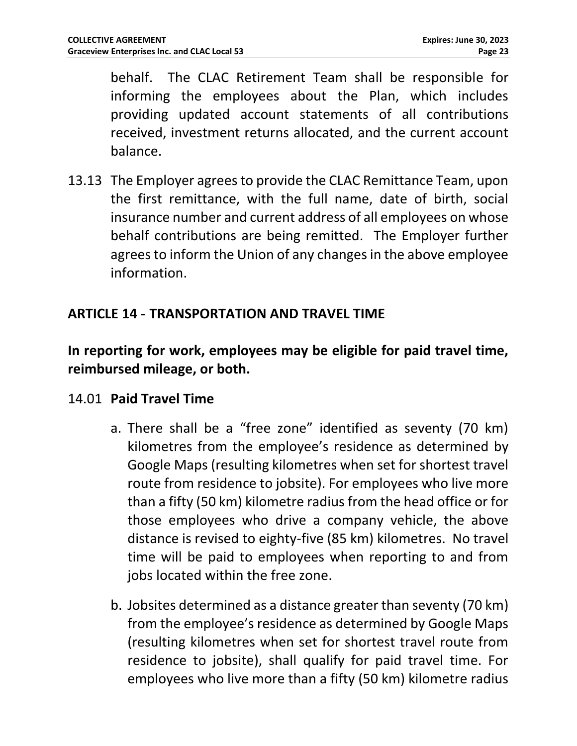behalf. The CLAC Retirement Team shall be responsible for informing the employees about the Plan, which includes providing updated account statements of all contributions received, investment returns allocated, and the current account balance.

13.13 The Employer agrees to provide the CLAC Remittance Team, upon the first remittance, with the full name, date of birth, social insurance number and current address of all employees on whose behalf contributions are being remitted. The Employer further agrees to inform the Union of any changes in the above employee information.

## ARTICLE 14 - TRANSPORTATION AND TRAVEL TIME

**In reporting for work, employees may be eligible for paid travel time, reimbursed mileage, or both.**

14.01 **Paid Travel Time**

a. There shall be a "free zone" identified as seventy (70 km) kilometres from the employee's residence as determined by Google Maps (resulting kilometres when set for shortest travel route from residence to jobsite). For employees who live more than a fifty (50 km) kilometre radius from the head office or for those employees who drive a company vehicle, the above distance is revised to eighty-five (85 km) kilometres. No travel time will be paid to employees when reporting to and from jobs located within the free zone.

b. Jobsites determined as a distance greater than seventy (70 km) from the employee's residence as determined by Google Maps (resulting kilometres when set for shortest travel route from residence to jobsite), shall qualify for paid travel time. For employees who live more than a fifty (50 km) kilometre radius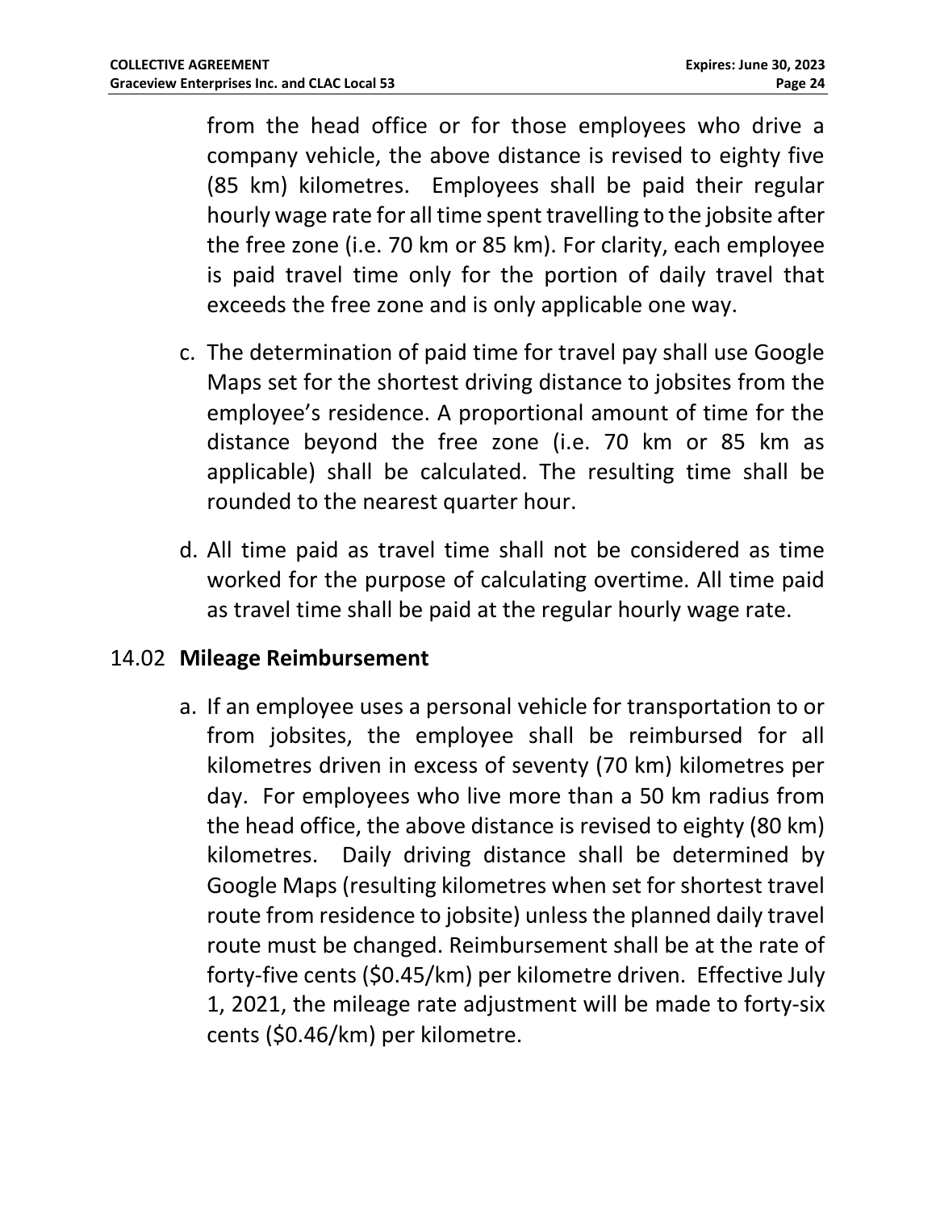from the head office or for those employees who drive a company vehicle, the above distance is revised to eighty five (85 km) kilometres. Employees shall be paid their regular hourly wage rate for all time spent travelling to the jobsite after the free zone (i.e. 70 km or 85 km). For clarity, each employee is paid travel time only for the portion of daily travel that exceeds the free zone and is only applicable one way.

c. The determination of paid time for travel pay shall use Google Maps set for the shortest driving distance to jobsites from the employee's residence. A proportional amount of time for the distance beyond the free zone (i.e. 70 km or 85 km as applicable) shall be calculated. The resulting time shall be rounded to the nearest quarter hour.

d. All time paid as travel time shall not be considered as time worked for the purpose of calculating overtime. All time paid as travel time shall be paid at the regular hourly wage rate.

## 14.02 **Mileage Reimbursement**

a. If an employee uses a personal vehicle for transportation to or from jobsites, the employee shall be reimbursed for all kilometres driven in excess of seventy (70 km) kilometres per day. For employees who live more than a 50 km radius from the head office, the above distance is revised to eighty (80 km) kilometres. Daily driving distance shall be determined by Google Maps (resulting kilometres when set for shortest travel route from residence to jobsite) unless the planned daily travel route must be changed. Reimbursement shall be at the rate of forty-five cents ($0.45/km) per kilometre driven. Effective July 1, 2021, the mileage rate adjustment will be made to forty-six cents ($0.46/km) per kilometre.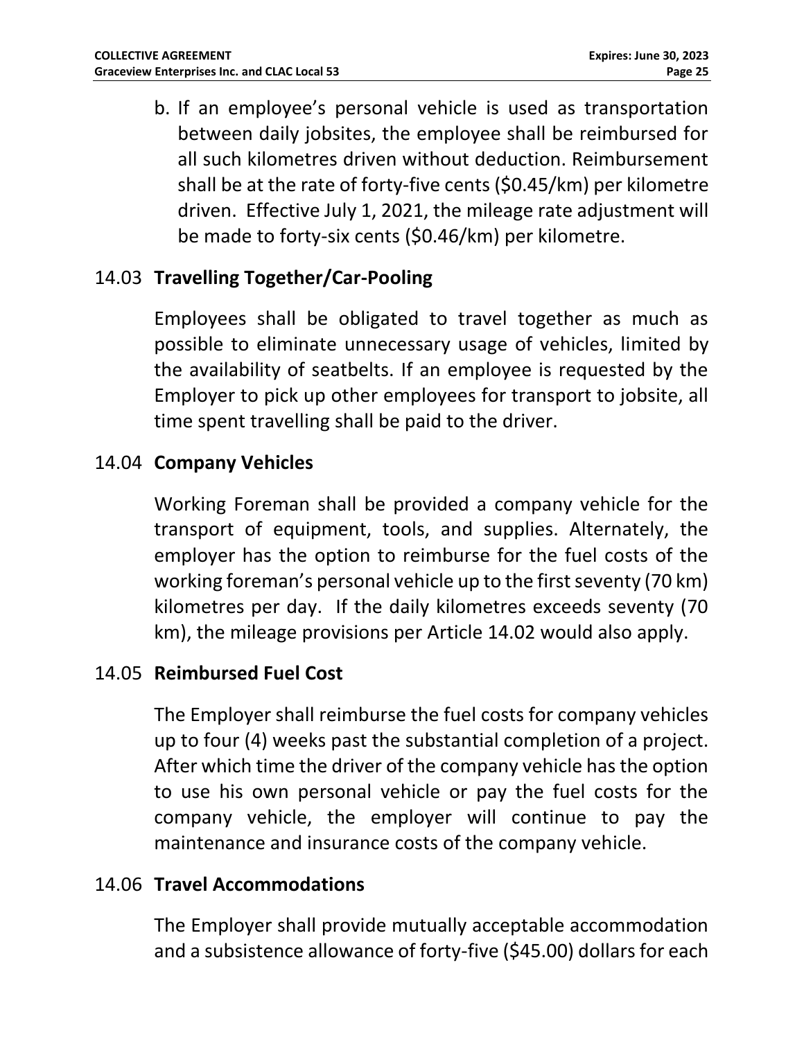b. If an employee's personal vehicle is used as transportation between daily jobsites, the employee shall be reimbursed for all such kilometres driven without deduction. Reimbursement shall be at the rate of forty-five cents ($0.45/km) per kilometre driven. Effective July 1, 2021, the mileage rate adjustment will be made to forty-six cents ($0.46/km) per kilometre.

### 14.03 **Travelling Together/Car-Pooling**

Employees shall be obligated to travel together as much as possible to eliminate unnecessary usage of vehicles, limited by the availability of seatbelts. If an employee is requested by the Employer to pick up other employees for transport to jobsite, all time spent travelling shall be paid to the driver.

### 14.04 **Company Vehicles**

Working Foreman shall be provided a company vehicle for the transport of equipment, tools, and supplies. Alternately, the employer has the option to reimburse for the fuel costs of the working foreman's personal vehicle up to the first seventy (70 km) kilometres per day. If the daily kilometres exceeds seventy (70 km), the mileage provisions per Article 14.02 would also apply.

### 14.05 **Reimbursed Fuel Cost**

The Employer shall reimburse the fuel costs for company vehicles up to four (4) weeks past the substantial completion of a project. After which time the driver of the company vehicle has the option to use his own personal vehicle or pay the fuel costs for the company vehicle, the employer will continue to pay the maintenance and insurance costs of the company vehicle.

### 14.06 **Travel Accommodations**

The Employer shall provide mutually acceptable accommodation and a subsistence allowance of forty-five ($45.00) dollars for each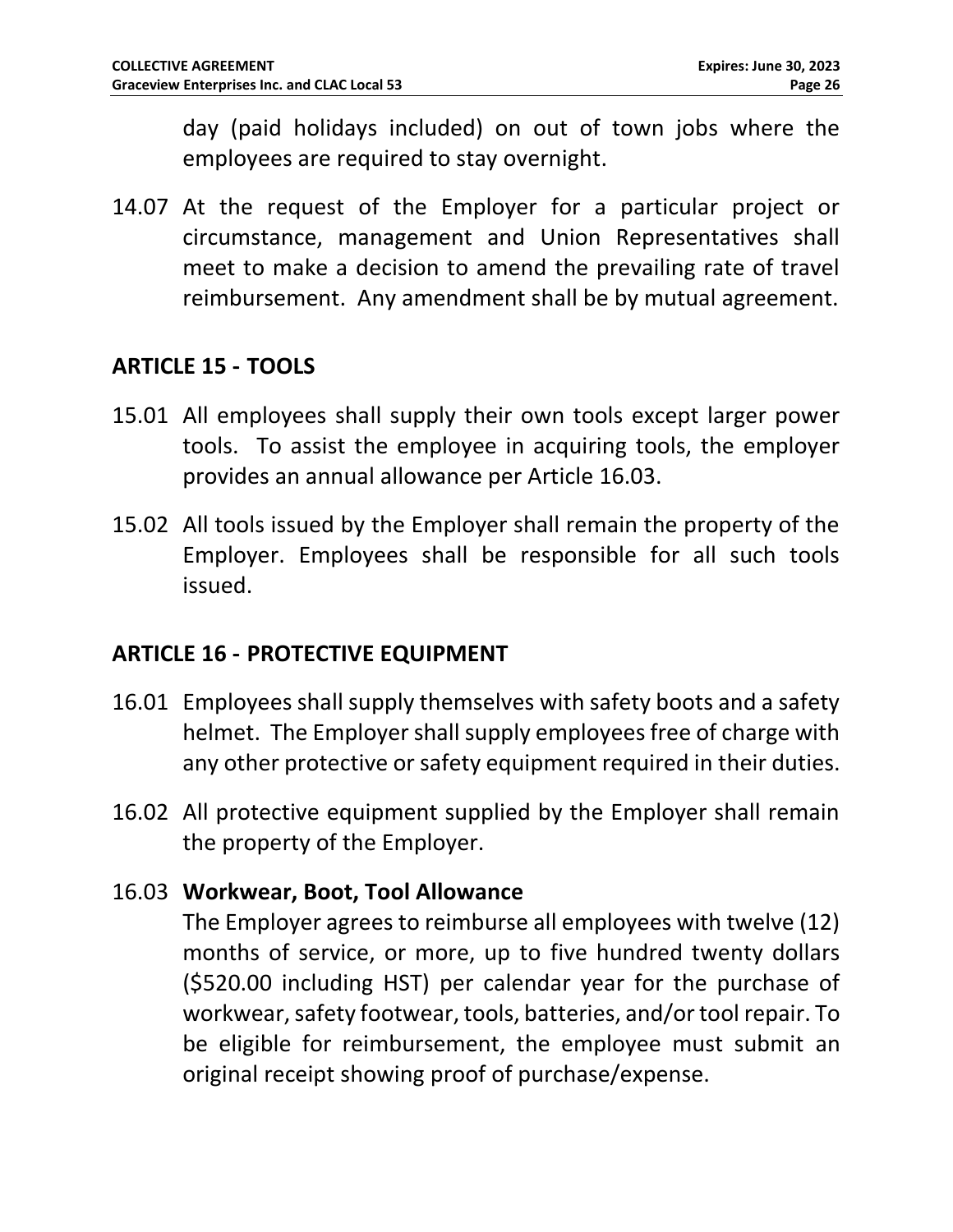day (paid holidays included) on out of town jobs where the employees are required to stay overnight.

14.07 At the request of the Employer for a particular project or circumstance, management and Union Representatives shall meet to make a decision to amend the prevailing rate of travel reimbursement. Any amendment shall be by mutual agreement.

## ARTICLE 15 - TOOLS

15.01 All employees shall supply their own tools except larger power tools. To assist the employee in acquiring tools, the employer provides an annual allowance per Article 16.03.

15.02 All tools issued by the Employer shall remain the property of the Employer. Employees shall be responsible for all such tools issued.

## ARTICLE 16 - PROTECTIVE EQUIPMENT

16.01 Employees shall supply themselves with safety boots and a safety helmet. The Employer shall supply employees free of charge with any other protective or safety equipment required in their duties.

16.02 All protective equipment supplied by the Employer shall remain the property of the Employer.

16.03 **Workwear, Boot, Tool Allowance**
The Employer agrees to reimburse all employees with twelve (12) months of service, or more, up to five hundred twenty dollars ($520.00 including HST) per calendar year for the purchase of workwear, safety footwear, tools, batteries, and/or tool repair. To be eligible for reimbursement, the employee must submit an original receipt showing proof of purchase/expense.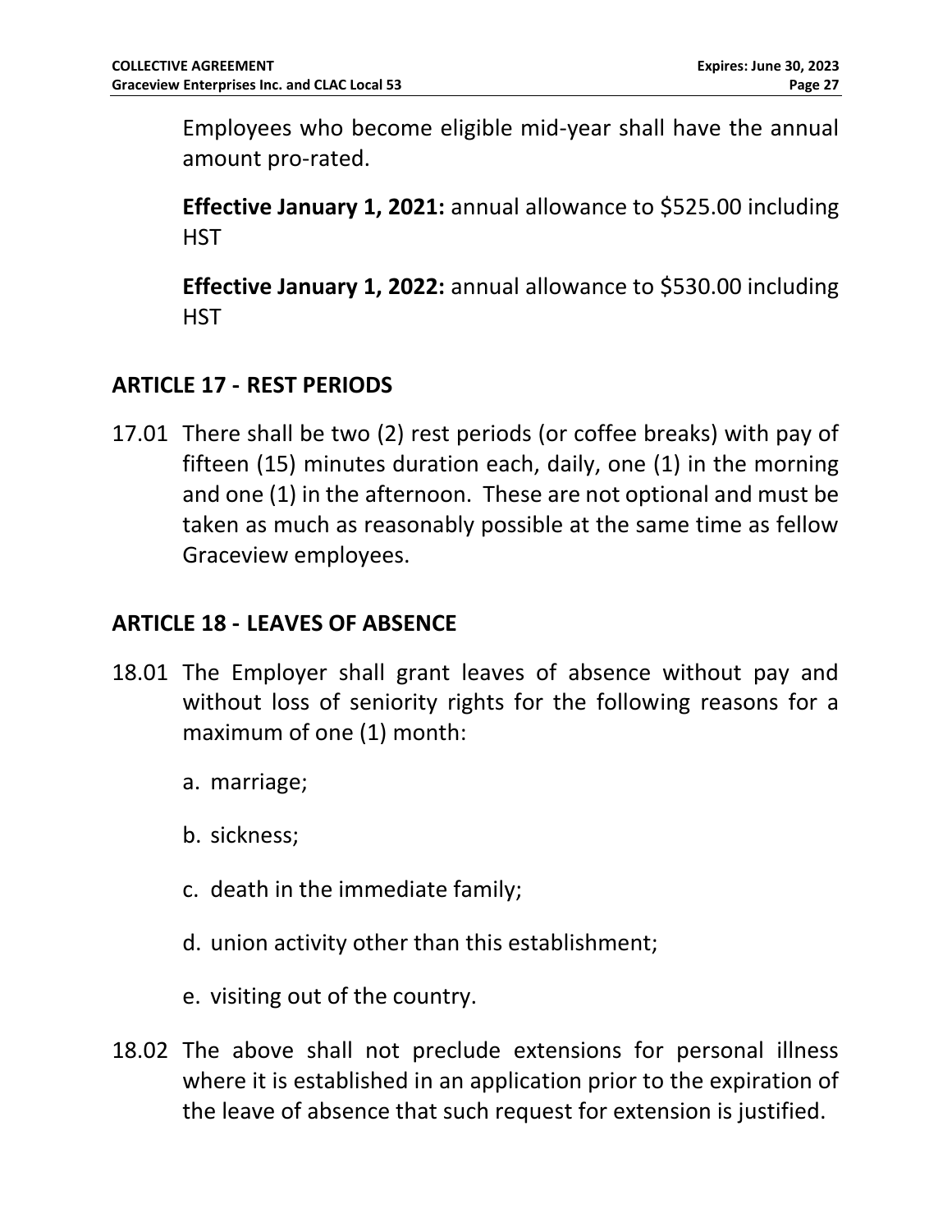Employees who become eligible mid-year shall have the annual amount pro-rated.

**Effective January 1, 2021:** annual allowance to $525.00 including HST

**Effective January 1, 2022:** annual allowance to $530.00 including HST

## ARTICLE 17 - REST PERIODS

17.01 There shall be two (2) rest periods (or coffee breaks) with pay of fifteen (15) minutes duration each, daily, one (1) in the morning and one (1) in the afternoon. These are not optional and must be taken as much as reasonably possible at the same time as fellow Graceview employees.

## ARTICLE 18 - LEAVES OF ABSENCE

18.01 The Employer shall grant leaves of absence without pay and without loss of seniority rights for the following reasons for a maximum of one (1) month:

a. marriage;

b. sickness;

c. death in the immediate family;

d. union activity other than this establishment;

e. visiting out of the country.

18.02 The above shall not preclude extensions for personal illness where it is established in an application prior to the expiration of the leave of absence that such request for extension is justified.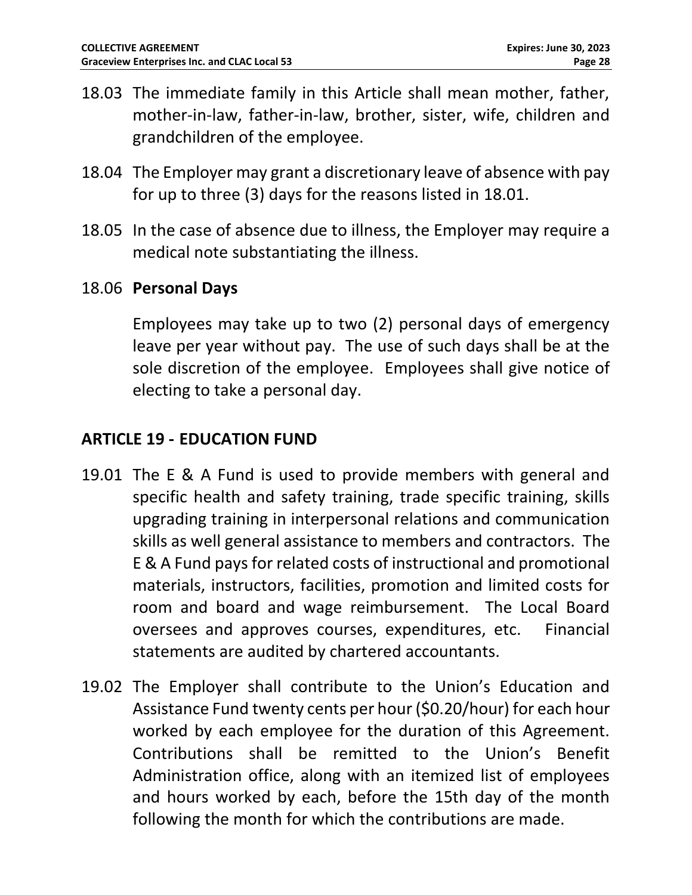18.03 The immediate family in this Article shall mean mother, father, mother-in-law, father-in-law, brother, sister, wife, children and grandchildren of the employee.

18.04 The Employer may grant a discretionary leave of absence with pay for up to three (3) days for the reasons listed in 18.01.

18.05 In the case of absence due to illness, the Employer may require a medical note substantiating the illness.

18.06 **Personal Days**

Employees may take up to two (2) personal days of emergency leave per year without pay. The use of such days shall be at the sole discretion of the employee. Employees shall give notice of electing to take a personal day.

## ARTICLE 19 - EDUCATION FUND

19.01 The E & A Fund is used to provide members with general and specific health and safety training, trade specific training, skills upgrading training in interpersonal relations and communication skills as well general assistance to members and contractors. The E & A Fund pays for related costs of instructional and promotional materials, instructors, facilities, promotion and limited costs for room and board and wage reimbursement. The Local Board oversees and approves courses, expenditures, etc. Financial statements are audited by chartered accountants.

19.02 The Employer shall contribute to the Union's Education and Assistance Fund twenty cents per hour ($0.20/hour) for each hour worked by each employee for the duration of this Agreement. Contributions shall be remitted to the Union's Benefit Administration office, along with an itemized list of employees and hours worked by each, before the 15th day of the month following the month for which the contributions are made.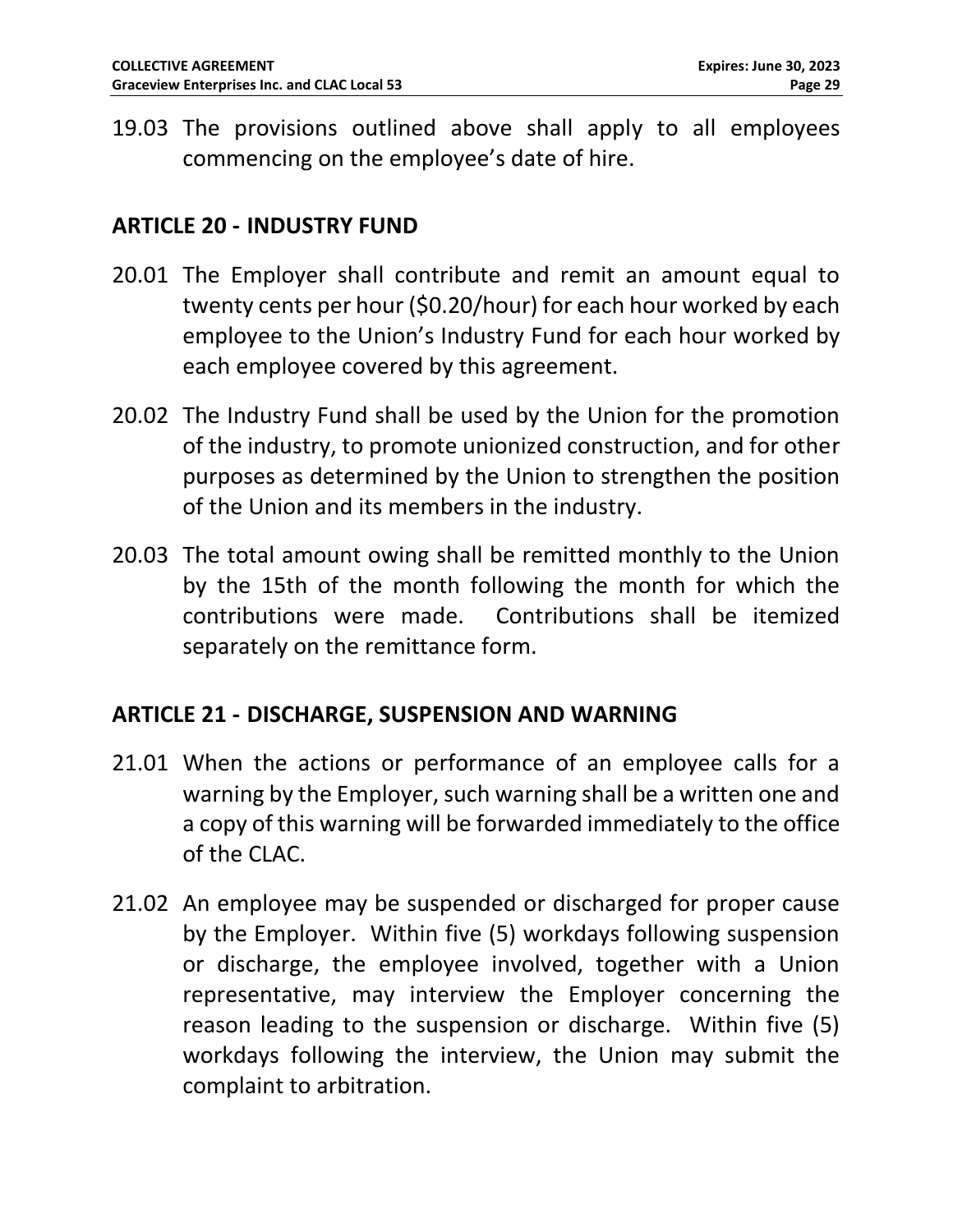19.03 The provisions outlined above shall apply to all employees commencing on the employee's date of hire.

## ARTICLE 20 - INDUSTRY FUND

20.01 The Employer shall contribute and remit an amount equal to twenty cents per hour ($0.20/hour) for each hour worked by each employee to the Union's Industry Fund for each hour worked by each employee covered by this agreement.

20.02 The Industry Fund shall be used by the Union for the promotion of the industry, to promote unionized construction, and for other purposes as determined by the Union to strengthen the position of the Union and its members in the industry.

20.03 The total amount owing shall be remitted monthly to the Union by the 15th of the month following the month for which the contributions were made. Contributions shall be itemized separately on the remittance form.

## ARTICLE 21 - DISCHARGE, SUSPENSION AND WARNING

21.01 When the actions or performance of an employee calls for a warning by the Employer, such warning shall be a written one and a copy of this warning will be forwarded immediately to the office of the CLAC.

21.02 An employee may be suspended or discharged for proper cause by the Employer. Within five (5) workdays following suspension or discharge, the employee involved, together with a Union representative, may interview the Employer concerning the reason leading to the suspension or discharge. Within five (5) workdays following the interview, the Union may submit the complaint to arbitration.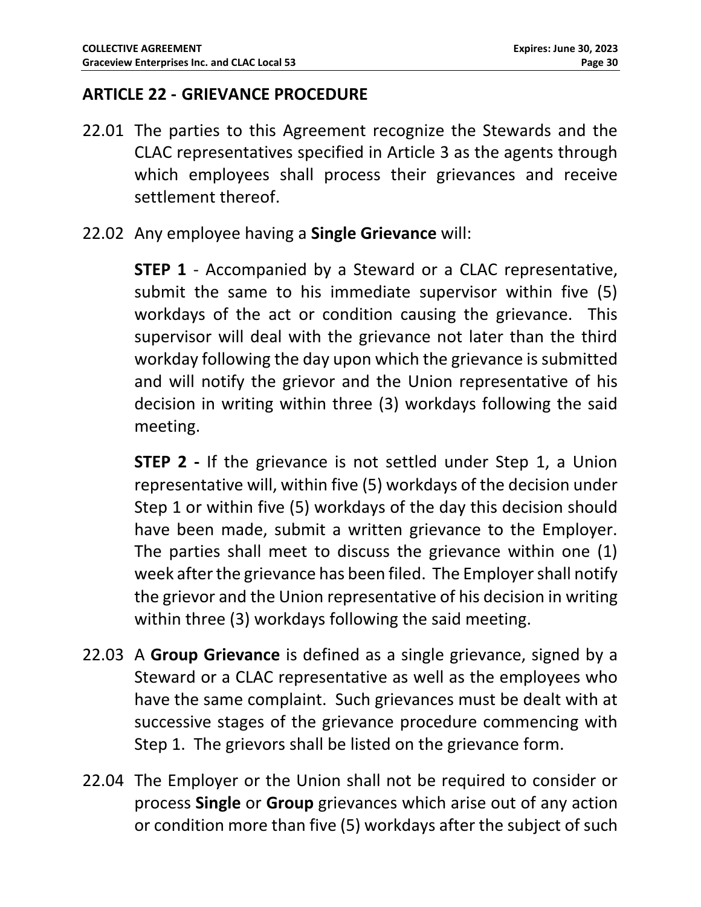## ARTICLE 22 - GRIEVANCE PROCEDURE

22.01 The parties to this Agreement recognize the Stewards and the CLAC representatives specified in Article 3 as the agents through which employees shall process their grievances and receive settlement thereof.

22.02 Any employee having a **Single Grievance** will:

**STEP 1** - Accompanied by a Steward or a CLAC representative, submit the same to his immediate supervisor within five (5) workdays of the act or condition causing the grievance. This supervisor will deal with the grievance not later than the third workday following the day upon which the grievance is submitted and will notify the grievor and the Union representative of his decision in writing within three (3) workdays following the said meeting.

**STEP 2 -** If the grievance is not settled under Step 1, a Union representative will, within five (5) workdays of the decision under Step 1 or within five (5) workdays of the day this decision should have been made, submit a written grievance to the Employer. The parties shall meet to discuss the grievance within one (1) week after the grievance has been filed. The Employer shall notify the grievor and the Union representative of his decision in writing within three (3) workdays following the said meeting.

22.03 A **Group Grievance** is defined as a single grievance, signed by a Steward or a CLAC representative as well as the employees who have the same complaint. Such grievances must be dealt with at successive stages of the grievance procedure commencing with Step 1. The grievors shall be listed on the grievance form.

22.04 The Employer or the Union shall not be required to consider or process **Single** or **Group** grievances which arise out of any action or condition more than five (5) workdays after the subject of such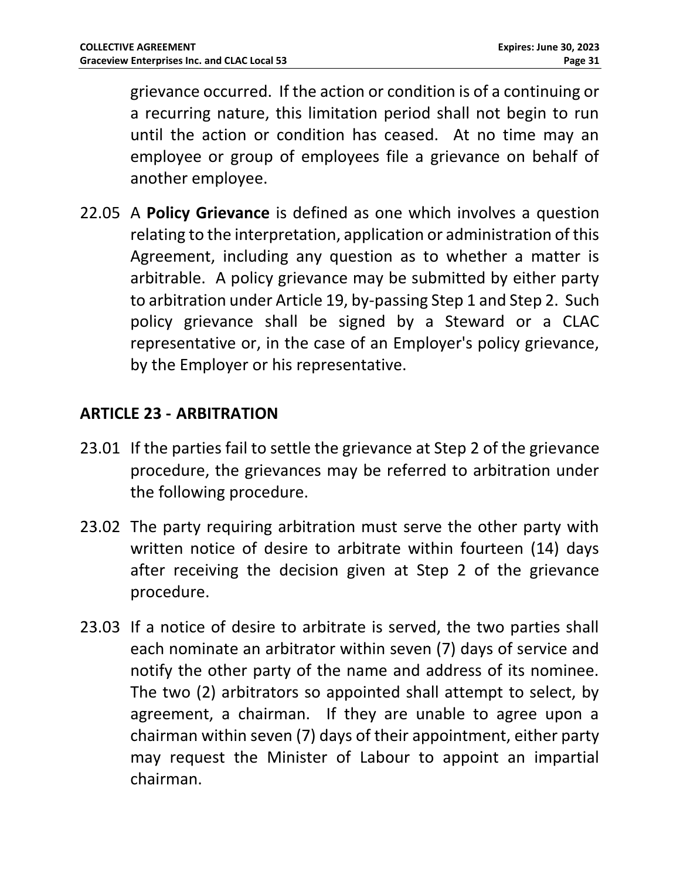grievance occurred. If the action or condition is of a continuing or a recurring nature, this limitation period shall not begin to run until the action or condition has ceased. At no time may an employee or group of employees file a grievance on behalf of another employee.

22.05 A **Policy Grievance** is defined as one which involves a question relating to the interpretation, application or administration of this Agreement, including any question as to whether a matter is arbitrable. A policy grievance may be submitted by either party to arbitration under Article 19, by-passing Step 1 and Step 2. Such policy grievance shall be signed by a Steward or a CLAC representative or, in the case of an Employer's policy grievance, by the Employer or his representative.

## ARTICLE 23 - ARBITRATION

23.01 If the parties fail to settle the grievance at Step 2 of the grievance procedure, the grievances may be referred to arbitration under the following procedure.

23.02 The party requiring arbitration must serve the other party with written notice of desire to arbitrate within fourteen (14) days after receiving the decision given at Step 2 of the grievance procedure.

23.03 If a notice of desire to arbitrate is served, the two parties shall each nominate an arbitrator within seven (7) days of service and notify the other party of the name and address of its nominee. The two (2) arbitrators so appointed shall attempt to select, by agreement, a chairman. If they are unable to agree upon a chairman within seven (7) days of their appointment, either party may request the Minister of Labour to appoint an impartial chairman.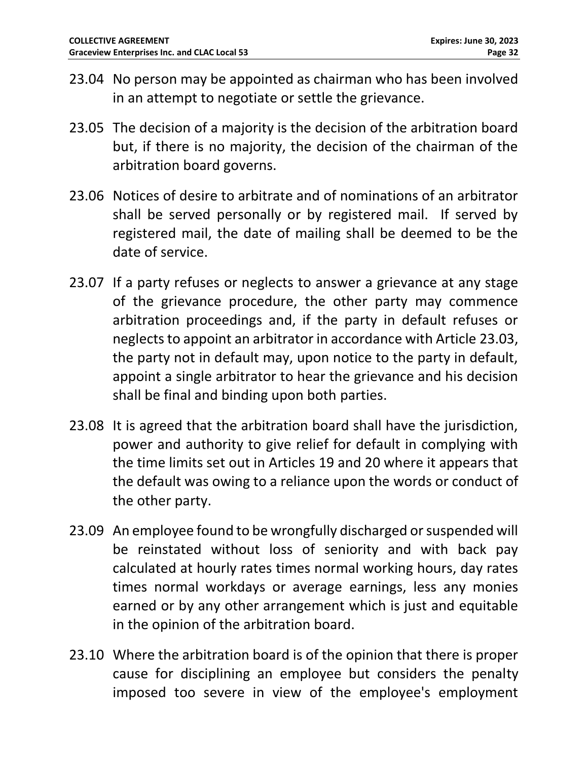23.04 No person may be appointed as chairman who has been involved in an attempt to negotiate or settle the grievance.

23.05 The decision of a majority is the decision of the arbitration board but, if there is no majority, the decision of the chairman of the arbitration board governs.

23.06 Notices of desire to arbitrate and of nominations of an arbitrator shall be served personally or by registered mail. If served by registered mail, the date of mailing shall be deemed to be the date of service.

23.07 If a party refuses or neglects to answer a grievance at any stage of the grievance procedure, the other party may commence arbitration proceedings and, if the party in default refuses or neglects to appoint an arbitrator in accordance with Article 23.03, the party not in default may, upon notice to the party in default, appoint a single arbitrator to hear the grievance and his decision shall be final and binding upon both parties.

23.08 It is agreed that the arbitration board shall have the jurisdiction, power and authority to give relief for default in complying with the time limits set out in Articles 19 and 20 where it appears that the default was owing to a reliance upon the words or conduct of the other party.

23.09 An employee found to be wrongfully discharged or suspended will be reinstated without loss of seniority and with back pay calculated at hourly rates times normal working hours, day rates times normal workdays or average earnings, less any monies earned or by any other arrangement which is just and equitable in the opinion of the arbitration board.

23.10 Where the arbitration board is of the opinion that there is proper cause for disciplining an employee but considers the penalty imposed too severe in view of the employee's employment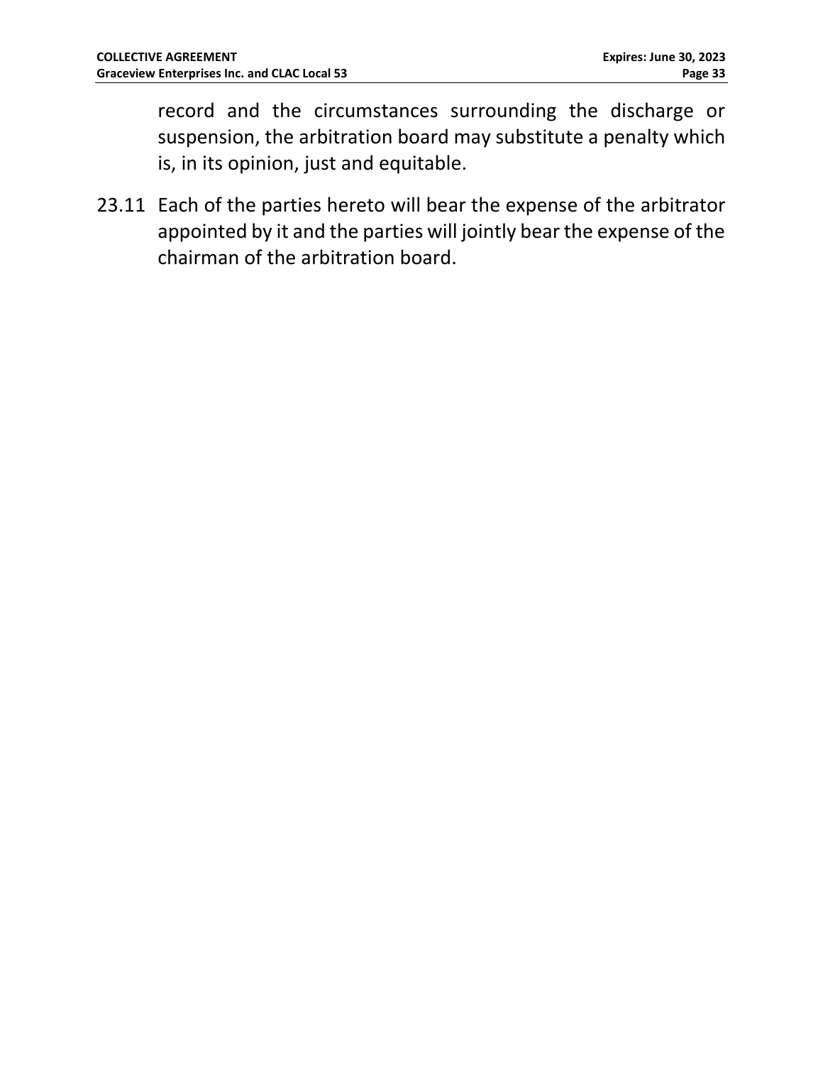record and the circumstances surrounding the discharge or suspension, the arbitration board may substitute a penalty which is, in its opinion, just and equitable.

23.11 Each of the parties hereto will bear the expense of the arbitrator appointed by it and the parties will jointly bear the expense of the chairman of the arbitration board.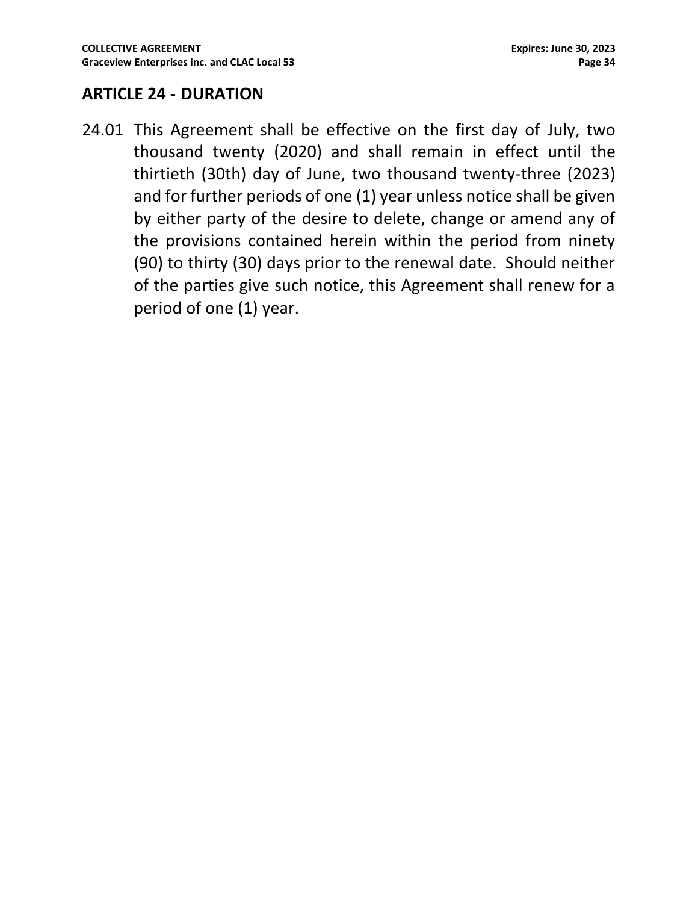## ARTICLE 24 - DURATION

24.01 This Agreement shall be effective on the first day of July, two thousand twenty (2020) and shall remain in effect until the thirtieth (30th) day of June, two thousand twenty-three (2023) and for further periods of one (1) year unless notice shall be given by either party of the desire to delete, change or amend any of the provisions contained herein within the period from ninety (90) to thirty (30) days prior to the renewal date. Should neither of the parties give such notice, this Agreement shall renew for a period of one (1) year.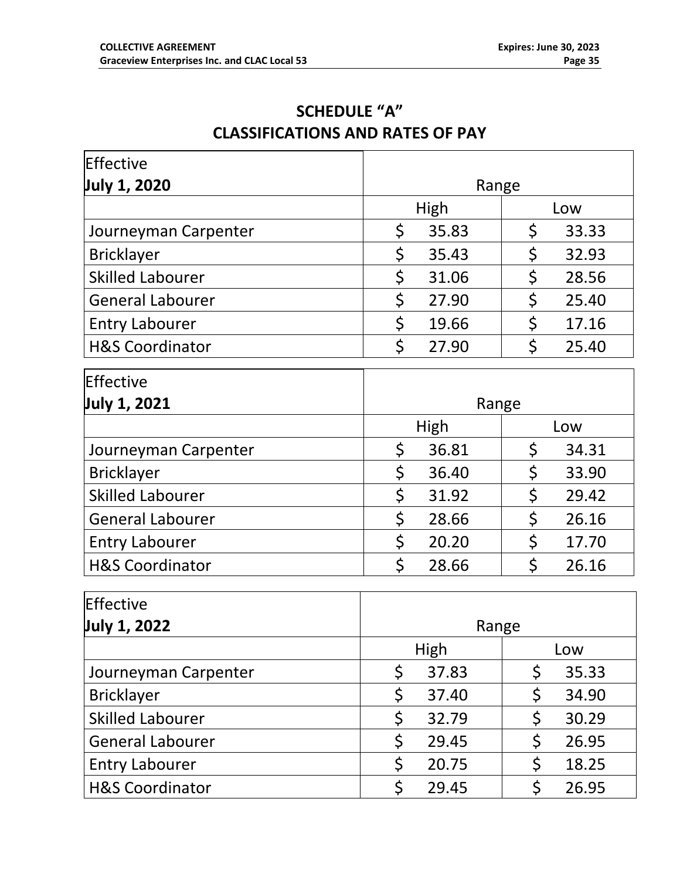# SCHEDULE "A"
## CLASSIFICATIONS AND RATES OF PAY

| Effective **July 1, 2020** | Range | |
|---|---|---|
| | High | Low |
| Journeyman Carpenter | $ 35.83 | $ 33.33 |
| Bricklayer | $ 35.43 | $ 32.93 |
| Skilled Labourer | $ 31.06 | $ 28.56 |
| General Labourer | $ 27.90 | $ 25.40 |
| Entry Labourer | $ 19.66 | $ 17.16 |
| H&S Coordinator | $ 27.90 | $ 25.40 |

| Effective **July 1, 2021** | Range | |
|---|---|---|
| | High | Low |
| Journeyman Carpenter | $ 36.81 | $ 34.31 |
| Bricklayer | $ 36.40 | $ 33.90 |
| Skilled Labourer | $ 31.92 | $ 29.42 |
| General Labourer | $ 28.66 | $ 26.16 |
| Entry Labourer | $ 20.20 | $ 17.70 |
| H&S Coordinator | $ 28.66 | $ 26.16 |

| Effective **July 1, 2022** | Range | |
|---|---|---|
| | High | Low |
| Journeyman Carpenter | $ 37.83 | $ 35.33 |
| Bricklayer | $ 37.40 | $ 34.90 |
| Skilled Labourer | $ 32.79 | $ 30.29 |
| General Labourer | $ 29.45 | $ 26.95 |
| Entry Labourer | $ 20.75 | $ 18.25 |
| H&S Coordinator | $ 29.45 | $ 26.95 |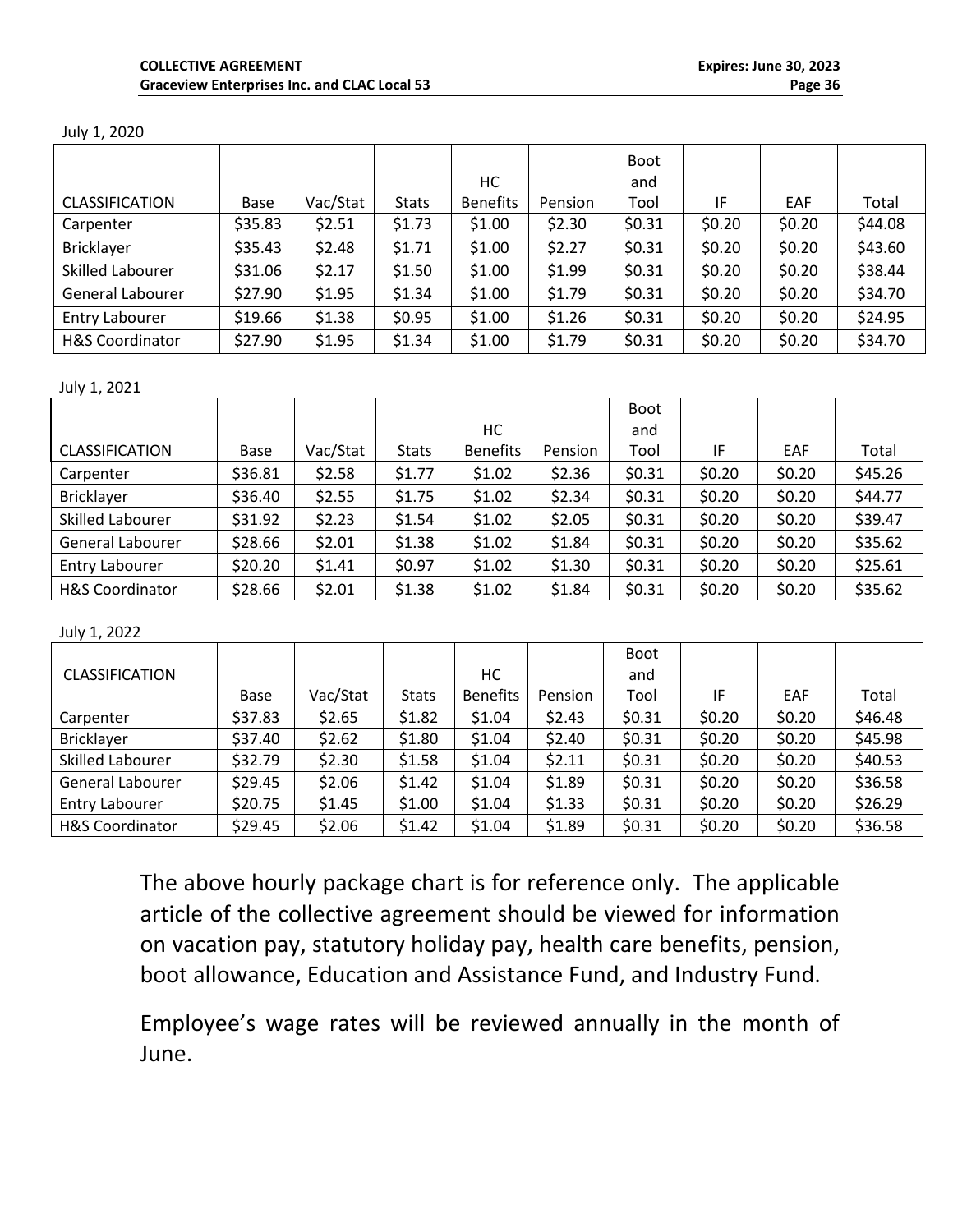July 1, 2020

| CLASSIFICATION | Base | Vac/Stat | Stats | HC Benefits | Pension | Boot and Tool | IF | EAF | Total |
|---|---|---|---|---|---|---|---|---|---|
| Carpenter | $35.83 | $2.51 | $1.73 | $1.00 | $2.30 | $0.31 | $0.20 | $0.20 | $44.08 |
| Bricklayer | $35.43 | $2.48 | $1.71 | $1.00 | $2.27 | $0.31 | $0.20 | $0.20 | $43.60 |
| Skilled Labourer | $31.06 | $2.17 | $1.50 | $1.00 | $1.99 | $0.31 | $0.20 | $0.20 | $38.44 |
| General Labourer | $27.90 | $1.95 | $1.34 | $1.00 | $1.79 | $0.31 | $0.20 | $0.20 | $34.70 |
| Entry Labourer | $19.66 | $1.38 | $0.95 | $1.00 | $1.26 | $0.31 | $0.20 | $0.20 | $24.95 |
| H&S Coordinator | $27.90 | $1.95 | $1.34 | $1.00 | $1.79 | $0.31 | $0.20 | $0.20 | $34.70 |

July 1, 2021

| CLASSIFICATION | Base | Vac/Stat | Stats | HC Benefits | Pension | Boot and Tool | IF | EAF | Total |
|---|---|---|---|---|---|---|---|---|---|
| Carpenter | $36.81 | $2.58 | $1.77 | $1.02 | $2.36 | $0.31 | $0.20 | $0.20 | $45.26 |
| Bricklayer | $36.40 | $2.55 | $1.75 | $1.02 | $2.34 | $0.31 | $0.20 | $0.20 | $44.77 |
| Skilled Labourer | $31.92 | $2.23 | $1.54 | $1.02 | $2.05 | $0.31 | $0.20 | $0.20 | $39.47 |
| General Labourer | $28.66 | $2.01 | $1.38 | $1.02 | $1.84 | $0.31 | $0.20 | $0.20 | $35.62 |
| Entry Labourer | $20.20 | $1.41 | $0.97 | $1.02 | $1.30 | $0.31 | $0.20 | $0.20 | $25.61 |
| H&S Coordinator | $28.66 | $2.01 | $1.38 | $1.02 | $1.84 | $0.31 | $0.20 | $0.20 | $35.62 |

July 1, 2022

| CLASSIFICATION | Base | Vac/Stat | Stats | HC Benefits | Pension | Boot and Tool | IF | EAF | Total |
|---|---|---|---|---|---|---|---|---|---|
| Carpenter | $37.83 | $2.65 | $1.82 | $1.04 | $2.43 | $0.31 | $0.20 | $0.20 | $46.48 |
| Bricklayer | $37.40 | $2.62 | $1.80 | $1.04 | $2.40 | $0.31 | $0.20 | $0.20 | $45.98 |
| Skilled Labourer | $32.79 | $2.30 | $1.58 | $1.04 | $2.11 | $0.31 | $0.20 | $0.20 | $40.53 |
| General Labourer | $29.45 | $2.06 | $1.42 | $1.04 | $1.89 | $0.31 | $0.20 | $0.20 | $36.58 |
| Entry Labourer | $20.75 | $1.45 | $1.00 | $1.04 | $1.33 | $0.31 | $0.20 | $0.20 | $26.29 |
| H&S Coordinator | $29.45 | $2.06 | $1.42 | $1.04 | $1.89 | $0.31 | $0.20 | $0.20 | $36.58 |

The above hourly package chart is for reference only. The applicable article of the collective agreement should be viewed for information on vacation pay, statutory holiday pay, health care benefits, pension, boot allowance, Education and Assistance Fund, and Industry Fund.

Employee's wage rates will be reviewed annually in the month of June.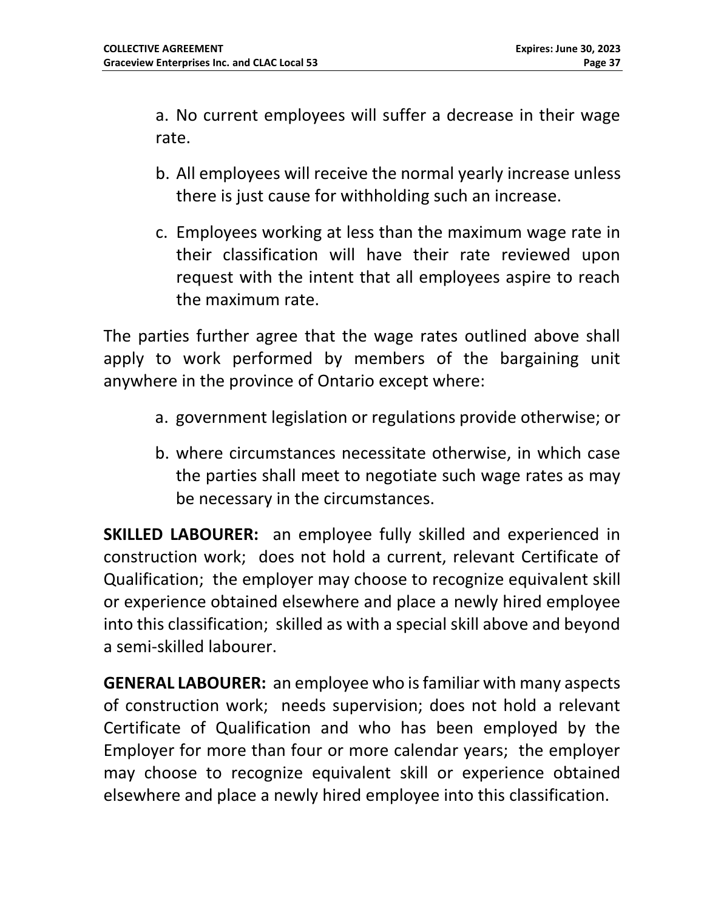a. No current employees will suffer a decrease in their wage rate.

b. All employees will receive the normal yearly increase unless there is just cause for withholding such an increase.

c. Employees working at less than the maximum wage rate in their classification will have their rate reviewed upon request with the intent that all employees aspire to reach the maximum rate.

The parties further agree that the wage rates outlined above shall apply to work performed by members of the bargaining unit anywhere in the province of Ontario except where:

a. government legislation or regulations provide otherwise; or

b. where circumstances necessitate otherwise, in which case the parties shall meet to negotiate such wage rates as may be necessary in the circumstances.

**SKILLED LABOURER:** an employee fully skilled and experienced in construction work; does not hold a current, relevant Certificate of Qualification; the employer may choose to recognize equivalent skill or experience obtained elsewhere and place a newly hired employee into this classification; skilled as with a special skill above and beyond a semi-skilled labourer.

**GENERAL LABOURER:** an employee who is familiar with many aspects of construction work; needs supervision; does not hold a relevant Certificate of Qualification and who has been employed by the Employer for more than four or more calendar years; the employer may choose to recognize equivalent skill or experience obtained elsewhere and place a newly hired employee into this classification.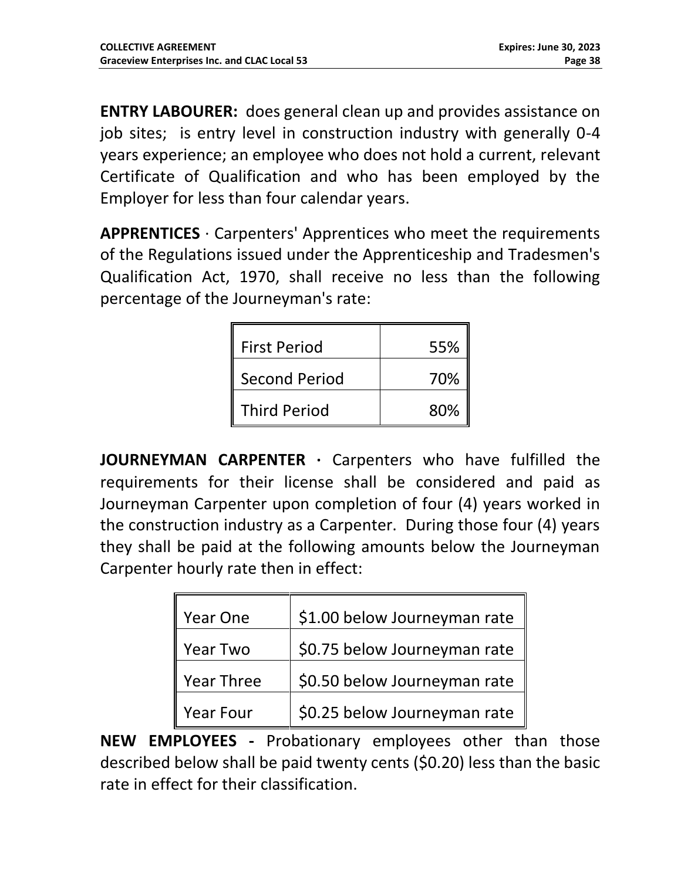**ENTRY LABOURER:** does general clean up and provides assistance on job sites; is entry level in construction industry with generally 0-4 years experience; an employee who does not hold a current, relevant Certificate of Qualification and who has been employed by the Employer for less than four calendar years.

**APPRENTICES** · Carpenters' Apprentices who meet the requirements of the Regulations issued under the Apprenticeship and Tradesmen's Qualification Act, 1970, shall receive no less than the following percentage of the Journeyman's rate:

| | |
|---|---:|
| First Period | 55% |
| Second Period | 70% |
| Third Period | 80% |

**JOURNEYMAN CARPENTER** · Carpenters who have fulfilled the requirements for their license shall be considered and paid as Journeyman Carpenter upon completion of four (4) years worked in the construction industry as a Carpenter. During those four (4) years they shall be paid at the following amounts below the Journeyman Carpenter hourly rate then in effect:

| | |
|---|---|
| Year One | $1.00 below Journeyman rate |
| Year Two | $0.75 below Journeyman rate |
| Year Three | $0.50 below Journeyman rate |
| Year Four | $0.25 below Journeyman rate |

**NEW EMPLOYEES -** Probationary employees other than those described below shall be paid twenty cents ($0.20) less than the basic rate in effect for their classification.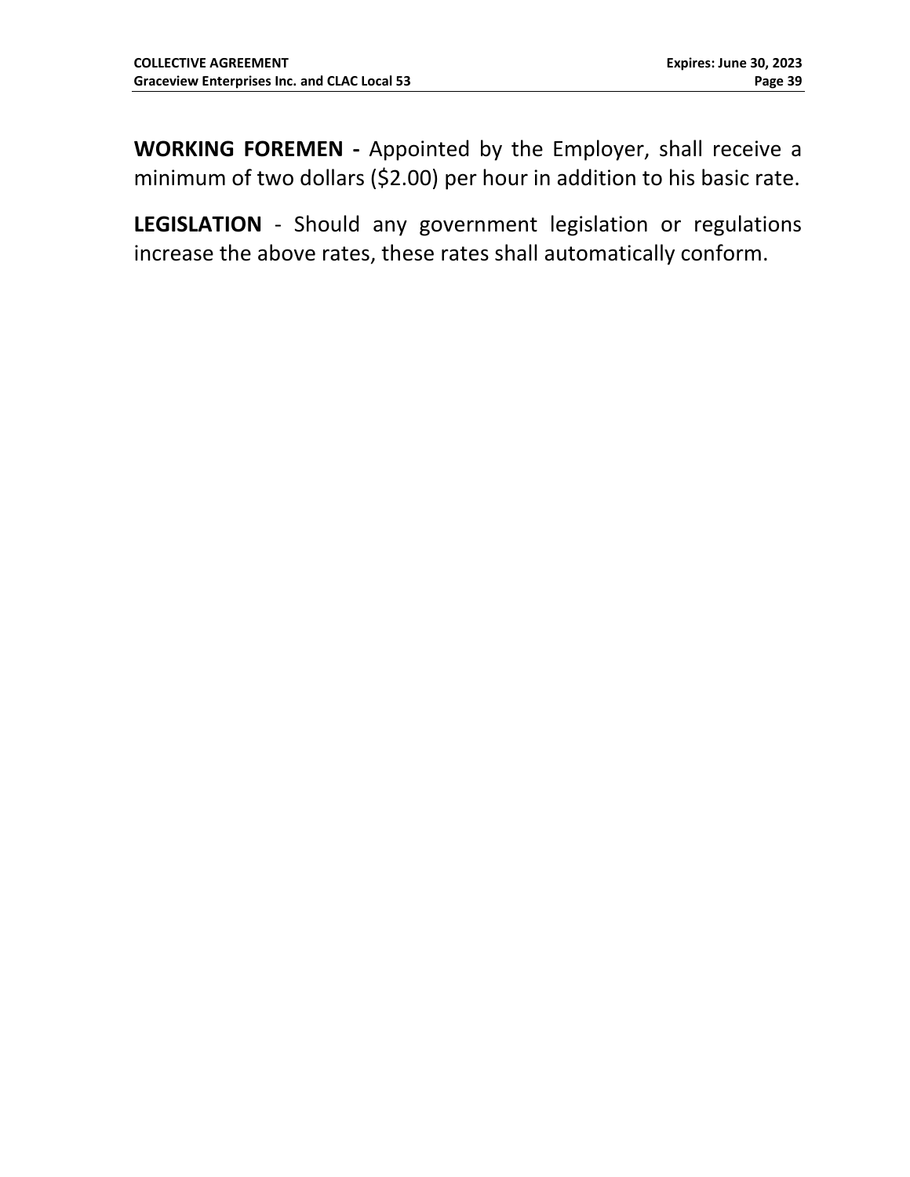**WORKING FOREMEN -** Appointed by the Employer, shall receive a minimum of two dollars ($2.00) per hour in addition to his basic rate.

**LEGISLATION** - Should any government legislation or regulations increase the above rates, these rates shall automatically conform.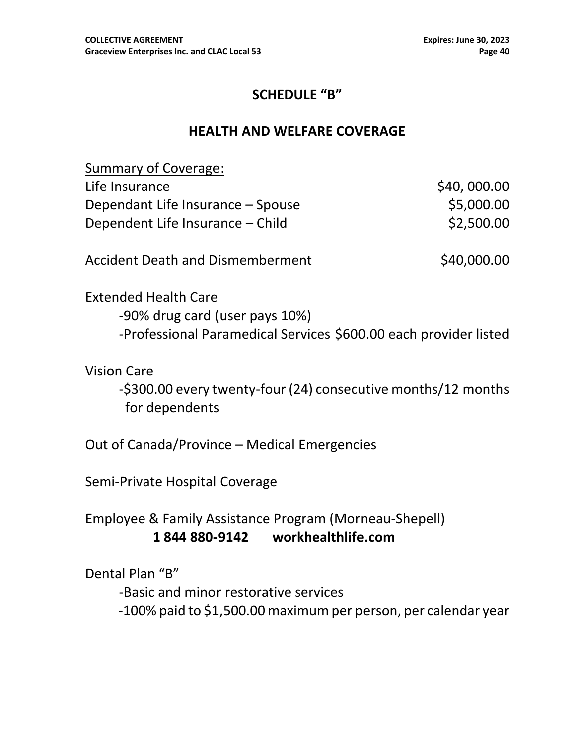# SCHEDULE "B"

## HEALTH AND WELFARE COVERAGE

<u>Summary of Coverage:</u>

| | |
|---|---|
| Life Insurance | $40, 000.00 |
| Dependant Life Insurance – Spouse | $5,000.00 |
| Dependent Life Insurance – Child | $2,500.00 |
| | |
| Accident Death and Dismemberment | $40,000.00 |

Extended Health Care
- -90% drug card (user pays 10%)
- -Professional Paramedical Services $600.00 each provider listed

Vision Care
- -$300.00 every twenty-four (24) consecutive months/12 months for dependents

Out of Canada/Province – Medical Emergencies

Semi-Private Hospital Coverage

Employee & Family Assistance Program (Morneau-Shepell)

**1 844 880-9142 workhealthlife.com**

Dental Plan "B"
- -Basic and minor restorative services
- -100% paid to $1,500.00 maximum per person, per calendar year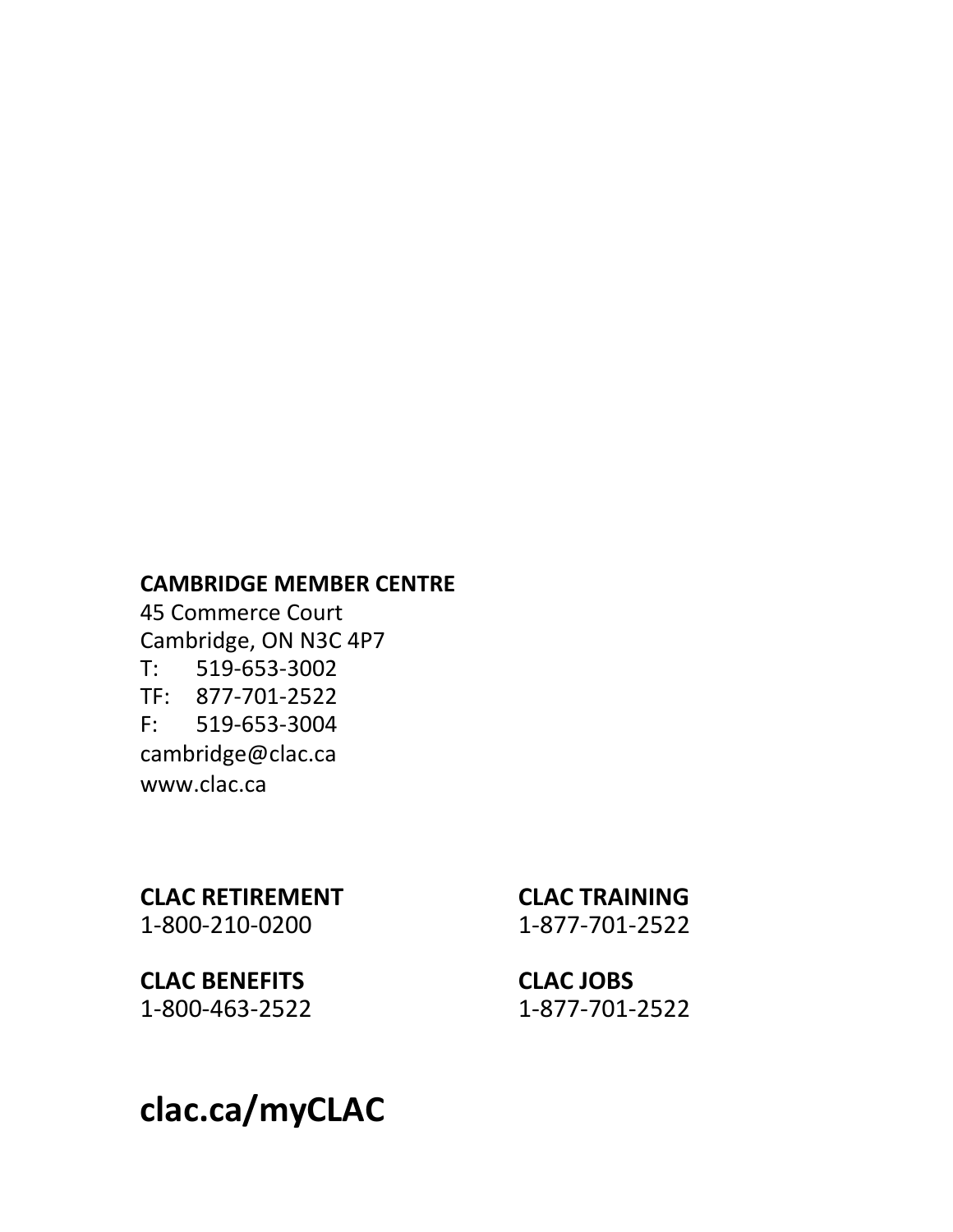**CAMBRIDGE MEMBER CENTRE**
45 Commerce Court
Cambridge, ON N3C 4P7
T: 519-653-3002
TF: 877-701-2522
F: 519-653-3004
cambridge@clac.ca
www.clac.ca

**CLAC RETIREMENT**
1-800-210-0200

**CLAC BENEFITS**
1-800-463-2522

**CLAC TRAINING**
1-877-701-2522

**CLAC JOBS**
1-877-701-2522

# clac.ca/myCLAC